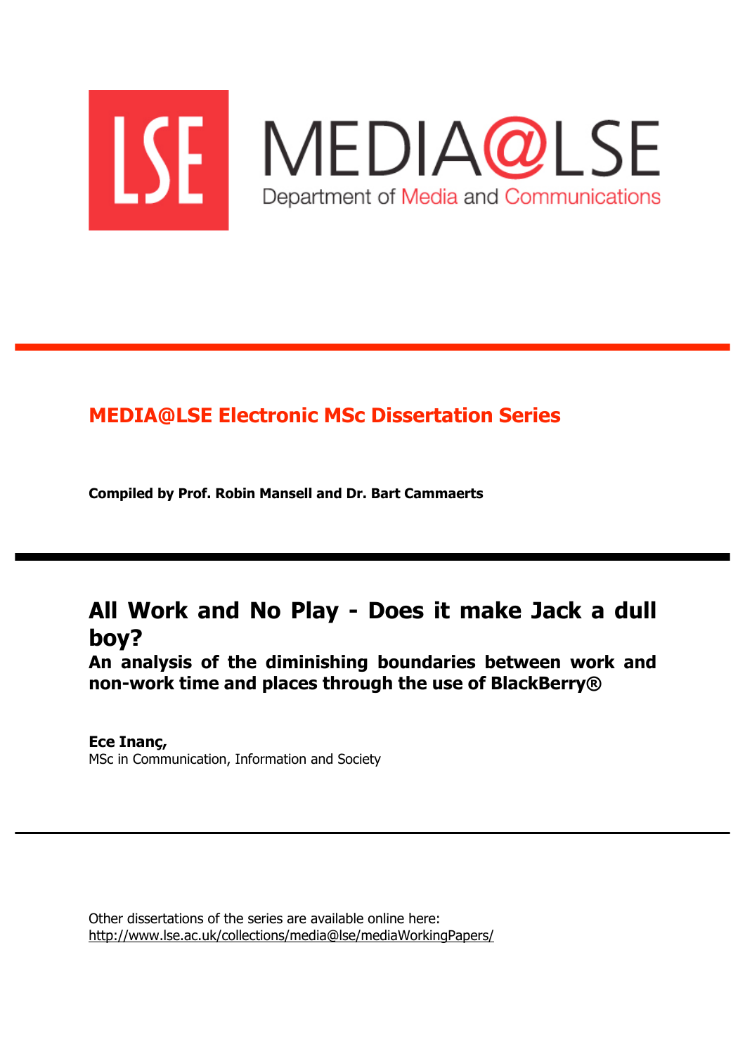LSE

MEDIA@LSE

Department of Media and Communications

## MEDIA@LSE Electronic MSc Dissertation Series

**Compiled by Prof. Robin Mansell and Dr. Bart Cammaerts**

# All Work and No Play - Does it make Jack a dull boy?

**An analysis of the diminishing boundaries between work and non-work time and places through the use of BlackBerry®**

**Ece Inanç,**
MSc in Communication, Information and Society

Other dissertations of the series are available online here:
http://www.lse.ac.uk/collections/media@lse/mediaWorkingPapers/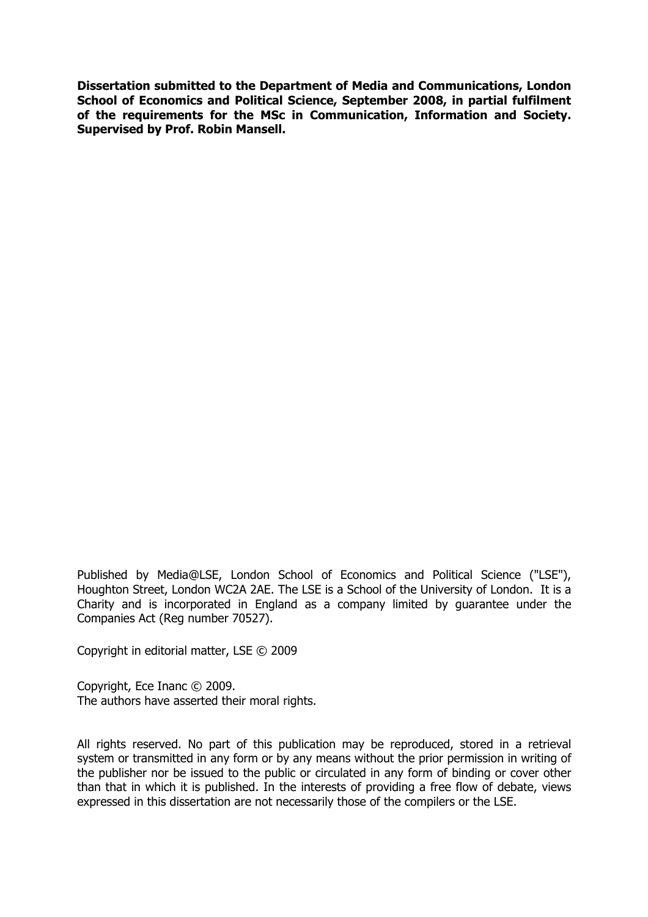**Dissertation submitted to the Department of Media and Communications, London School of Economics and Political Science, September 2008, in partial fulfilment of the requirements for the MSc in Communication, Information and Society. Supervised by Prof. Robin Mansell.**

Published by Media@LSE, London School of Economics and Political Science ("LSE"), Houghton Street, London WC2A 2AE. The LSE is a School of the University of London. It is a Charity and is incorporated in England as a company limited by guarantee under the Companies Act (Reg number 70527).

Copyright in editorial matter, LSE © 2009

Copyright, Ece Inanc © 2009.
The authors have asserted their moral rights.

All rights reserved. No part of this publication may be reproduced, stored in a retrieval system or transmitted in any form or by any means without the prior permission in writing of the publisher nor be issued to the public or circulated in any form of binding or cover other than that in which it is published. In the interests of providing a free flow of debate, views expressed in this dissertation are not necessarily those of the compilers or the LSE.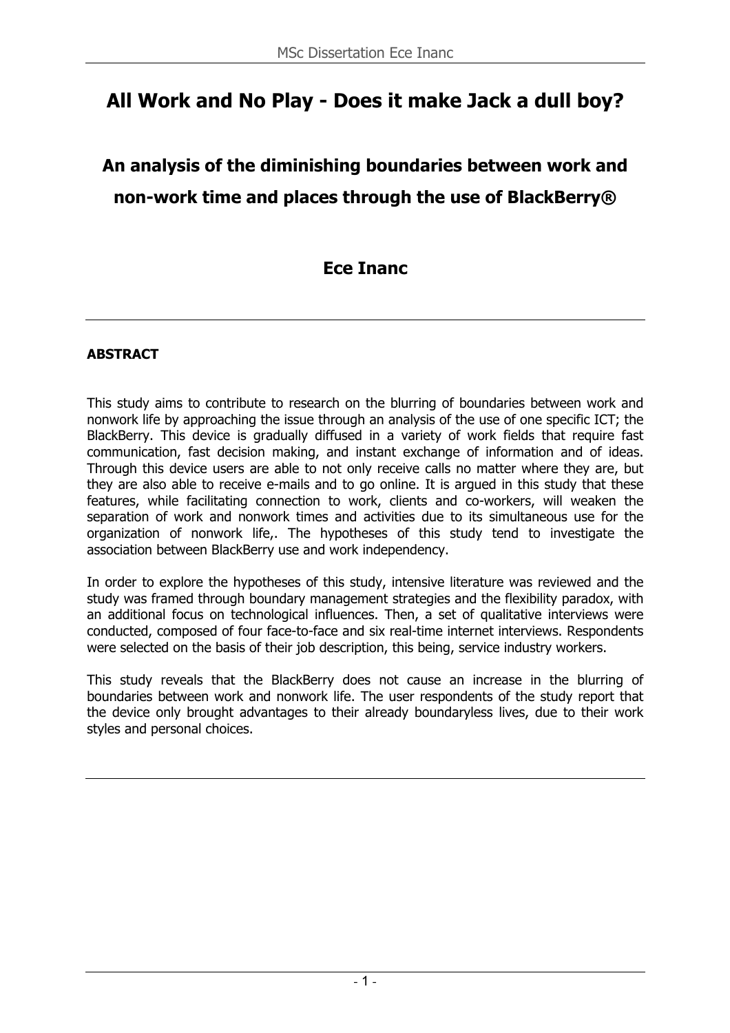# All Work and No Play - Does it make Jack a dull boy?

## An analysis of the diminishing boundaries between work and non-work time and places through the use of BlackBerry®

### Ece Inanc

---

**ABSTRACT**

This study aims to contribute to research on the blurring of boundaries between work and nonwork life by approaching the issue through an analysis of the use of one specific ICT; the BlackBerry. This device is gradually diffused in a variety of work fields that require fast communication, fast decision making, and instant exchange of information and of ideas. Through this device users are able to not only receive calls no matter where they are, but they are also able to receive e-mails and to go online. It is argued in this study that these features, while facilitating connection to work, clients and co-workers, will weaken the separation of work and nonwork times and activities due to its simultaneous use for the organization of nonwork life,. The hypotheses of this study tend to investigate the association between BlackBerry use and work independency.

In order to explore the hypotheses of this study, intensive literature was reviewed and the study was framed through boundary management strategies and the flexibility paradox, with an additional focus on technological influences. Then, a set of qualitative interviews were conducted, composed of four face-to-face and six real-time internet interviews. Respondents were selected on the basis of their job description, this being, service industry workers.

This study reveals that the BlackBerry does not cause an increase in the blurring of boundaries between work and nonwork life. The user respondents of the study report that the device only brought advantages to their already boundaryless lives, due to their work styles and personal choices.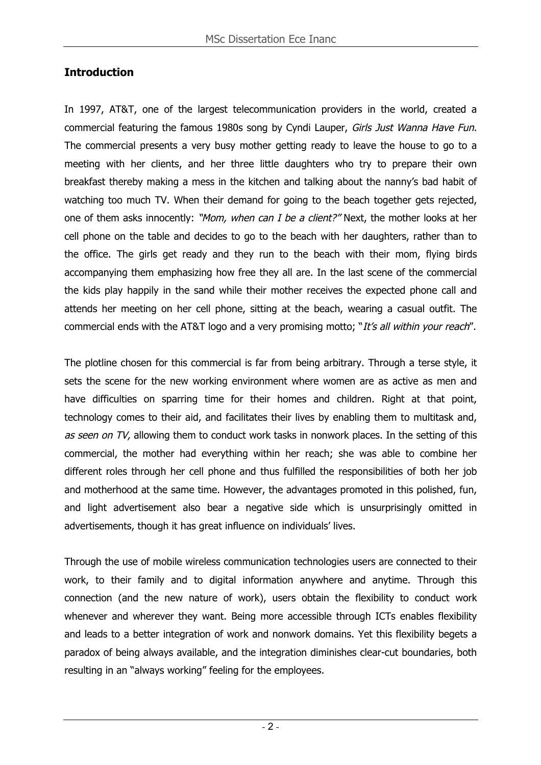## Introduction

In 1997, AT&T, one of the largest telecommunication providers in the world, created a commercial featuring the famous 1980s song by Cyndi Lauper, *Girls Just Wanna Have Fun.* The commercial presents a very busy mother getting ready to leave the house to go to a meeting with her clients, and her three little daughters who try to prepare their own breakfast thereby making a mess in the kitchen and talking about the nanny's bad habit of watching too much TV. When their demand for going to the beach together gets rejected, one of them asks innocently: *"Mom, when can I be a client?"* Next, the mother looks at her cell phone on the table and decides to go to the beach with her daughters, rather than to the office. The girls get ready and they run to the beach with their mom, flying birds accompanying them emphasizing how free they all are. In the last scene of the commercial the kids play happily in the sand while their mother receives the expected phone call and attends her meeting on her cell phone, sitting at the beach, wearing a casual outfit. The commercial ends with the AT&T logo and a very promising motto; "*It's all within your reach*".

The plotline chosen for this commercial is far from being arbitrary. Through a terse style, it sets the scene for the new working environment where women are as active as men and have difficulties on sparring time for their homes and children. Right at that point, technology comes to their aid, and facilitates their lives by enabling them to multitask and, *as seen on TV,* allowing them to conduct work tasks in nonwork places. In the setting of this commercial, the mother had everything within her reach; she was able to combine her different roles through her cell phone and thus fulfilled the responsibilities of both her job and motherhood at the same time. However, the advantages promoted in this polished, fun, and light advertisement also bear a negative side which is unsurprisingly omitted in advertisements, though it has great influence on individuals' lives.

Through the use of mobile wireless communication technologies users are connected to their work, to their family and to digital information anywhere and anytime. Through this connection (and the new nature of work), users obtain the flexibility to conduct work whenever and wherever they want. Being more accessible through ICTs enables flexibility and leads to a better integration of work and nonwork domains. Yet this flexibility begets a paradox of being always available, and the integration diminishes clear-cut boundaries, both resulting in an "always working" feeling for the employees.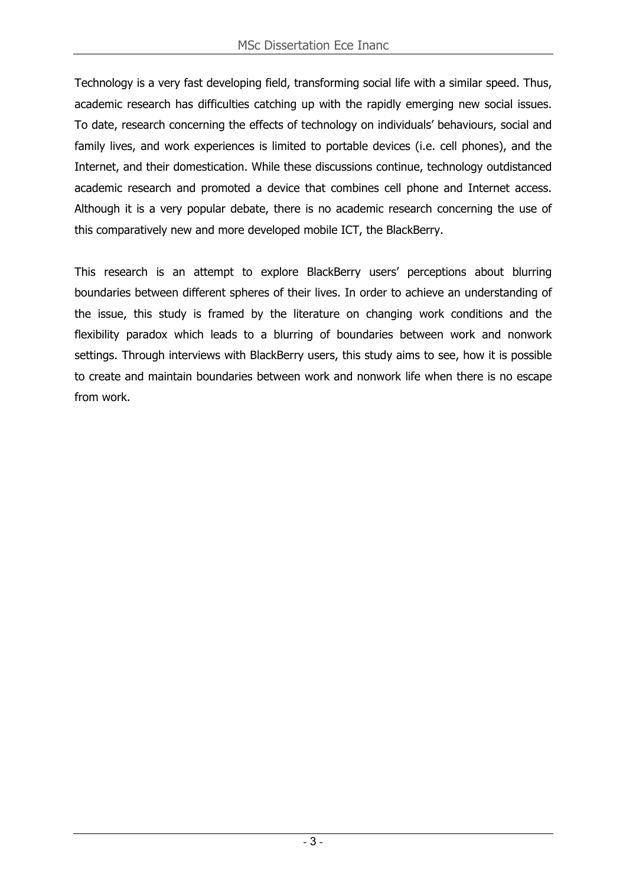Technology is a very fast developing field, transforming social life with a similar speed. Thus, academic research has difficulties catching up with the rapidly emerging new social issues. To date, research concerning the effects of technology on individuals' behaviours, social and family lives, and work experiences is limited to portable devices (i.e. cell phones), and the Internet, and their domestication. While these discussions continue, technology outdistanced academic research and promoted a device that combines cell phone and Internet access. Although it is a very popular debate, there is no academic research concerning the use of this comparatively new and more developed mobile ICT, the BlackBerry.

This research is an attempt to explore BlackBerry users' perceptions about blurring boundaries between different spheres of their lives. In order to achieve an understanding of the issue, this study is framed by the literature on changing work conditions and the flexibility paradox which leads to a blurring of boundaries between work and nonwork settings. Through interviews with BlackBerry users, this study aims to see, how it is possible to create and maintain boundaries between work and nonwork life when there is no escape from work.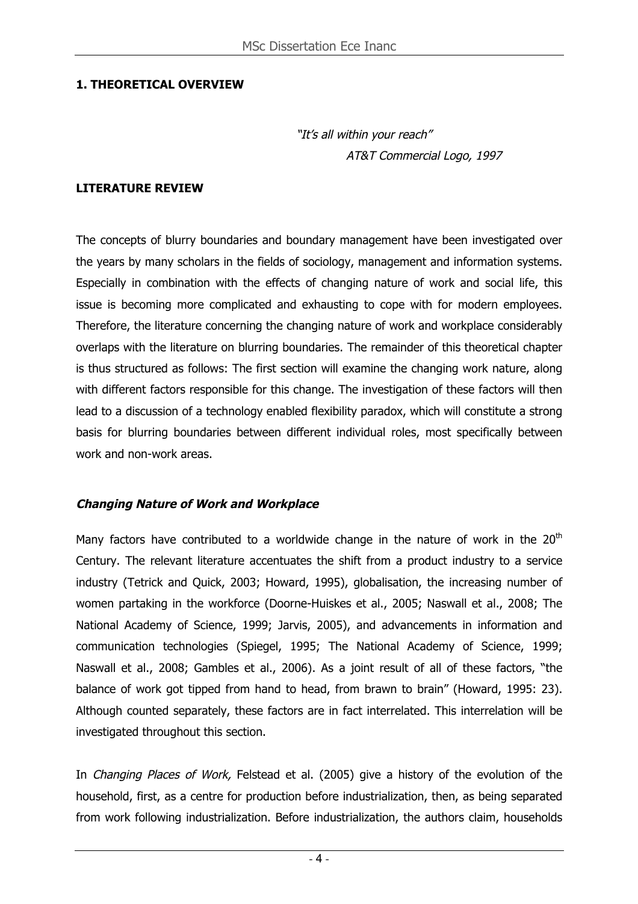## 1. THEORETICAL OVERVIEW

*"It's all within your reach"*
*AT&T Commercial Logo, 1997*

### LITERATURE REVIEW

The concepts of blurry boundaries and boundary management have been investigated over the years by many scholars in the fields of sociology, management and information systems. Especially in combination with the effects of changing nature of work and social life, this issue is becoming more complicated and exhausting to cope with for modern employees. Therefore, the literature concerning the changing nature of work and workplace considerably overlaps with the literature on blurring boundaries. The remainder of this theoretical chapter is thus structured as follows: The first section will examine the changing work nature, along with different factors responsible for this change. The investigation of these factors will then lead to a discussion of a technology enabled flexibility paradox, which will constitute a strong basis for blurring boundaries between different individual roles, most specifically between work and non-work areas.

#### *Changing Nature of Work and Workplace*

Many factors have contributed to a worldwide change in the nature of work in the 20th Century. The relevant literature accentuates the shift from a product industry to a service industry (Tetrick and Quick, 2003; Howard, 1995), globalisation, the increasing number of women partaking in the workforce (Doorne-Huiskes et al., 2005; Naswall et al., 2008; The National Academy of Science, 1999; Jarvis, 2005), and advancements in information and communication technologies (Spiegel, 1995; The National Academy of Science, 1999; Naswall et al., 2008; Gambles et al., 2006). As a joint result of all of these factors, "the balance of work got tipped from hand to head, from brawn to brain" (Howard, 1995: 23). Although counted separately, these factors are in fact interrelated. This interrelation will be investigated throughout this section.

In *Changing Places of Work,* Felstead et al. (2005) give a history of the evolution of the household, first, as a centre for production before industrialization, then, as being separated from work following industrialization. Before industrialization, the authors claim, households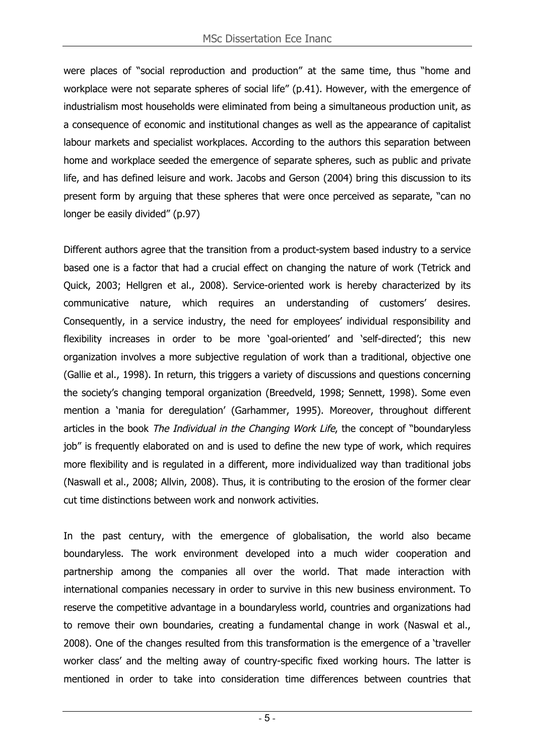were places of "social reproduction and production" at the same time, thus "home and workplace were not separate spheres of social life" (p.41). However, with the emergence of industrialism most households were eliminated from being a simultaneous production unit, as a consequence of economic and institutional changes as well as the appearance of capitalist labour markets and specialist workplaces. According to the authors this separation between home and workplace seeded the emergence of separate spheres, such as public and private life, and has defined leisure and work. Jacobs and Gerson (2004) bring this discussion to its present form by arguing that these spheres that were once perceived as separate, "can no longer be easily divided" (p.97)

Different authors agree that the transition from a product-system based industry to a service based one is a factor that had a crucial effect on changing the nature of work (Tetrick and Quick, 2003; Hellgren et al., 2008). Service-oriented work is hereby characterized by its communicative nature, which requires an understanding of customers' desires. Consequently, in a service industry, the need for employees' individual responsibility and flexibility increases in order to be more 'goal-oriented' and 'self-directed'; this new organization involves a more subjective regulation of work than a traditional, objective one (Gallie et al., 1998). In return, this triggers a variety of discussions and questions concerning the society's changing temporal organization (Breedveld, 1998; Sennett, 1998). Some even mention a 'mania for deregulation' (Garhammer, 1995). Moreover, throughout different articles in the book *The Individual in the Changing Work Life*, the concept of "boundaryless job" is frequently elaborated on and is used to define the new type of work, which requires more flexibility and is regulated in a different, more individualized way than traditional jobs (Naswall et al., 2008; Allvin, 2008). Thus, it is contributing to the erosion of the former clear cut time distinctions between work and nonwork activities.

In the past century, with the emergence of globalisation, the world also became boundaryless. The work environment developed into a much wider cooperation and partnership among the companies all over the world. That made interaction with international companies necessary in order to survive in this new business environment. To reserve the competitive advantage in a boundaryless world, countries and organizations had to remove their own boundaries, creating a fundamental change in work (Naswal et al., 2008). One of the changes resulted from this transformation is the emergence of a 'traveller worker class' and the melting away of country-specific fixed working hours. The latter is mentioned in order to take into consideration time differences between countries that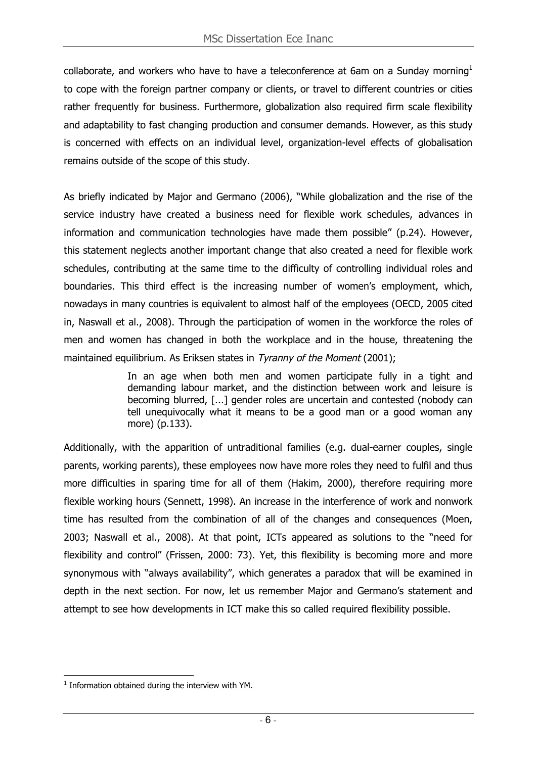collaborate, and workers who have to have a teleconference at 6am on a Sunday morning[1] to cope with the foreign partner company or clients, or travel to different countries or cities rather frequently for business. Furthermore, globalization also required firm scale flexibility and adaptability to fast changing production and consumer demands. However, as this study is concerned with effects on an individual level, organization-level effects of globalisation remains outside of the scope of this study.

As briefly indicated by Major and Germano (2006), "While globalization and the rise of the service industry have created a business need for flexible work schedules, advances in information and communication technologies have made them possible" (p.24). However, this statement neglects another important change that also created a need for flexible work schedules, contributing at the same time to the difficulty of controlling individual roles and boundaries. This third effect is the increasing number of women's employment, which, nowadays in many countries is equivalent to almost half of the employees (OECD, 2005 cited in, Naswall et al., 2008). Through the participation of women in the workforce the roles of men and women has changed in both the workplace and in the house, threatening the maintained equilibrium. As Eriksen states in *Tyranny of the Moment* (2001);

> In an age when both men and women participate fully in a tight and demanding labour market, and the distinction between work and leisure is becoming blurred, [...] gender roles are uncertain and contested (nobody can tell unequivocally what it means to be a good man or a good woman any more) (p.133).

Additionally, with the apparition of untraditional families (e.g. dual-earner couples, single parents, working parents), these employees now have more roles they need to fulfil and thus more difficulties in sparing time for all of them (Hakim, 2000), therefore requiring more flexible working hours (Sennett, 1998). An increase in the interference of work and nonwork time has resulted from the combination of all of the changes and consequences (Moen, 2003; Naswall et al., 2008). At that point, ICTs appeared as solutions to the "need for flexibility and control" (Frissen, 2000: 73). Yet, this flexibility is becoming more and more synonymous with "always availability", which generates a paradox that will be examined in depth in the next section. For now, let us remember Major and Germano's statement and attempt to see how developments in ICT make this so called required flexibility possible.

---

[1] Information obtained during the interview with YM.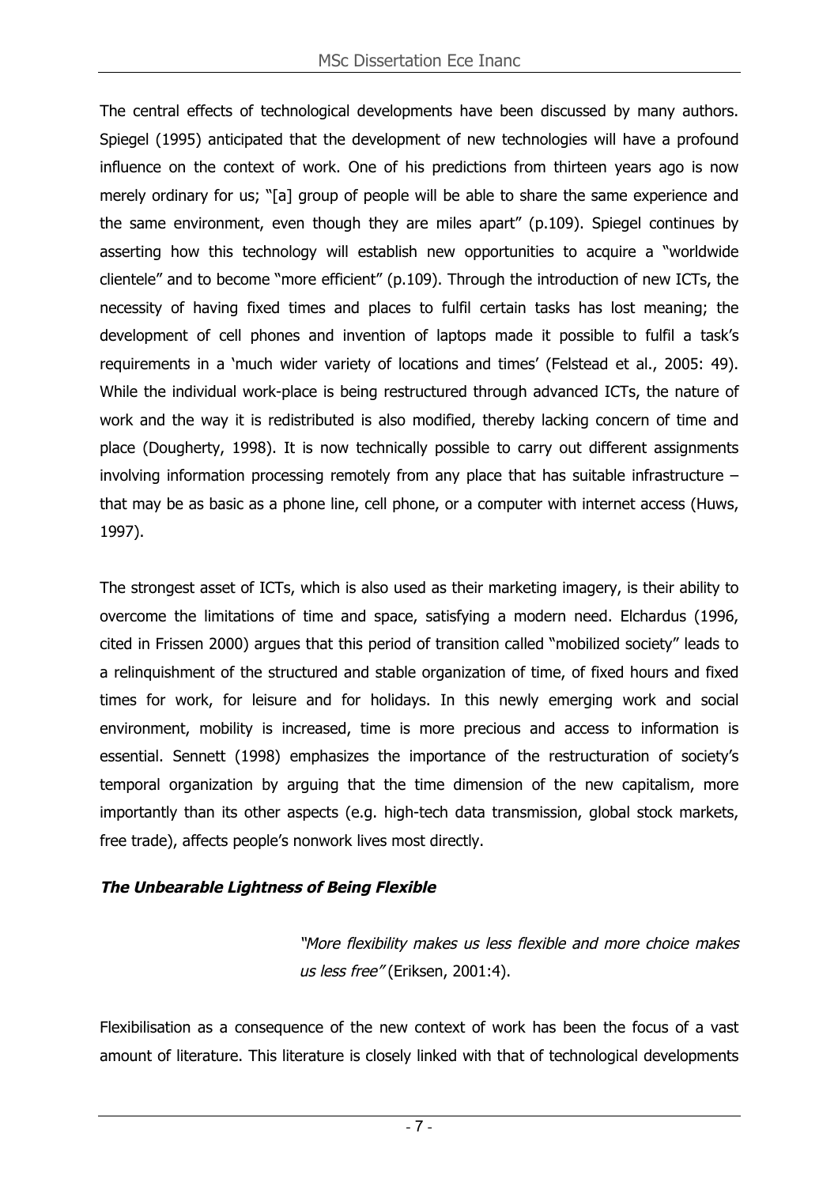The central effects of technological developments have been discussed by many authors. Spiegel (1995) anticipated that the development of new technologies will have a profound influence on the context of work. One of his predictions from thirteen years ago is now merely ordinary for us; "[a] group of people will be able to share the same experience and the same environment, even though they are miles apart" (p.109). Spiegel continues by asserting how this technology will establish new opportunities to acquire a "worldwide clientele" and to become "more efficient" (p.109). Through the introduction of new ICTs, the necessity of having fixed times and places to fulfil certain tasks has lost meaning; the development of cell phones and invention of laptops made it possible to fulfil a task's requirements in a 'much wider variety of locations and times' (Felstead et al., 2005: 49). While the individual work-place is being restructured through advanced ICTs, the nature of work and the way it is redistributed is also modified, thereby lacking concern of time and place (Dougherty, 1998). It is now technically possible to carry out different assignments involving information processing remotely from any place that has suitable infrastructure – that may be as basic as a phone line, cell phone, or a computer with internet access (Huws, 1997).

The strongest asset of ICTs, which is also used as their marketing imagery, is their ability to overcome the limitations of time and space, satisfying a modern need. Elchardus (1996, cited in Frissen 2000) argues that this period of transition called "mobilized society" leads to a relinquishment of the structured and stable organization of time, of fixed hours and fixed times for work, for leisure and for holidays. In this newly emerging work and social environment, mobility is increased, time is more precious and access to information is essential. Sennett (1998) emphasizes the importance of the restructuration of society's temporal organization by arguing that the time dimension of the new capitalism, more importantly than its other aspects (e.g. high-tech data transmission, global stock markets, free trade), affects people's nonwork lives most directly.

### *The Unbearable Lightness of Being Flexible*

> *"More flexibility makes us less flexible and more choice makes us less free"* (Eriksen, 2001:4).

Flexibilisation as a consequence of the new context of work has been the focus of a vast amount of literature. This literature is closely linked with that of technological developments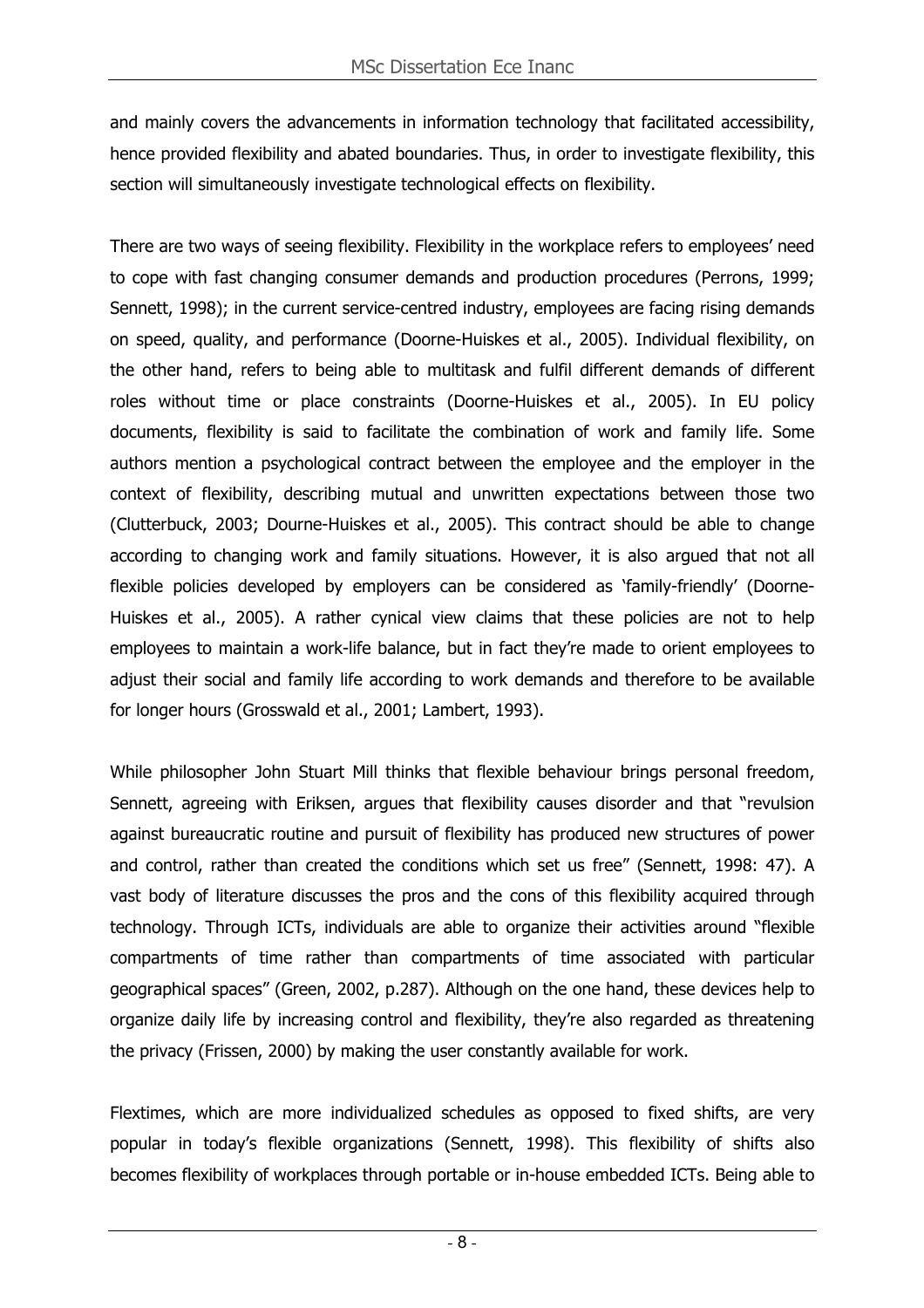and mainly covers the advancements in information technology that facilitated accessibility, hence provided flexibility and abated boundaries. Thus, in order to investigate flexibility, this section will simultaneously investigate technological effects on flexibility.

There are two ways of seeing flexibility. Flexibility in the workplace refers to employees' need to cope with fast changing consumer demands and production procedures (Perrons, 1999; Sennett, 1998); in the current service-centred industry, employees are facing rising demands on speed, quality, and performance (Doorne-Huiskes et al., 2005). Individual flexibility, on the other hand, refers to being able to multitask and fulfil different demands of different roles without time or place constraints (Doorne-Huiskes et al., 2005). In EU policy documents, flexibility is said to facilitate the combination of work and family life. Some authors mention a psychological contract between the employee and the employer in the context of flexibility, describing mutual and unwritten expectations between those two (Clutterbuck, 2003; Dourne-Huiskes et al., 2005). This contract should be able to change according to changing work and family situations. However, it is also argued that not all flexible policies developed by employers can be considered as 'family-friendly' (Doorne-Huiskes et al., 2005). A rather cynical view claims that these policies are not to help employees to maintain a work-life balance, but in fact they're made to orient employees to adjust their social and family life according to work demands and therefore to be available for longer hours (Grosswald et al., 2001; Lambert, 1993).

While philosopher John Stuart Mill thinks that flexible behaviour brings personal freedom, Sennett, agreeing with Eriksen, argues that flexibility causes disorder and that "revulsion against bureaucratic routine and pursuit of flexibility has produced new structures of power and control, rather than created the conditions which set us free" (Sennett, 1998: 47). A vast body of literature discusses the pros and the cons of this flexibility acquired through technology. Through ICTs, individuals are able to organize their activities around "flexible compartments of time rather than compartments of time associated with particular geographical spaces" (Green, 2002, p.287). Although on the one hand, these devices help to organize daily life by increasing control and flexibility, they're also regarded as threatening the privacy (Frissen, 2000) by making the user constantly available for work.

Flextimes, which are more individualized schedules as opposed to fixed shifts, are very popular in today's flexible organizations (Sennett, 1998). This flexibility of shifts also becomes flexibility of workplaces through portable or in-house embedded ICTs. Being able to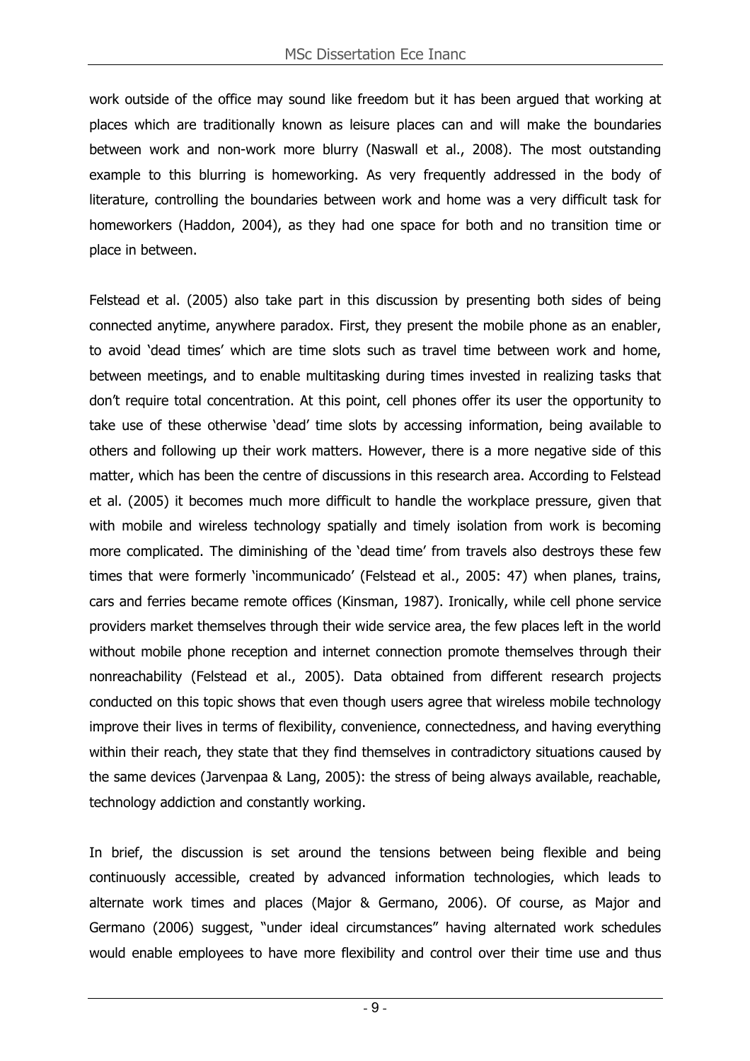work outside of the office may sound like freedom but it has been argued that working at places which are traditionally known as leisure places can and will make the boundaries between work and non-work more blurry (Naswall et al., 2008). The most outstanding example to this blurring is homeworking. As very frequently addressed in the body of literature, controlling the boundaries between work and home was a very difficult task for homeworkers (Haddon, 2004), as they had one space for both and no transition time or place in between.

Felstead et al. (2005) also take part in this discussion by presenting both sides of being connected anytime, anywhere paradox. First, they present the mobile phone as an enabler, to avoid 'dead times' which are time slots such as travel time between work and home, between meetings, and to enable multitasking during times invested in realizing tasks that don't require total concentration. At this point, cell phones offer its user the opportunity to take use of these otherwise 'dead' time slots by accessing information, being available to others and following up their work matters. However, there is a more negative side of this matter, which has been the centre of discussions in this research area. According to Felstead et al. (2005) it becomes much more difficult to handle the workplace pressure, given that with mobile and wireless technology spatially and timely isolation from work is becoming more complicated. The diminishing of the 'dead time' from travels also destroys these few times that were formerly 'incommunicado' (Felstead et al., 2005: 47) when planes, trains, cars and ferries became remote offices (Kinsman, 1987). Ironically, while cell phone service providers market themselves through their wide service area, the few places left in the world without mobile phone reception and internet connection promote themselves through their nonreachability (Felstead et al., 2005). Data obtained from different research projects conducted on this topic shows that even though users agree that wireless mobile technology improve their lives in terms of flexibility, convenience, connectedness, and having everything within their reach, they state that they find themselves in contradictory situations caused by the same devices (Jarvenpaa & Lang, 2005): the stress of being always available, reachable, technology addiction and constantly working.

In brief, the discussion is set around the tensions between being flexible and being continuously accessible, created by advanced information technologies, which leads to alternate work times and places (Major & Germano, 2006). Of course, as Major and Germano (2006) suggest, "under ideal circumstances" having alternated work schedules would enable employees to have more flexibility and control over their time use and thus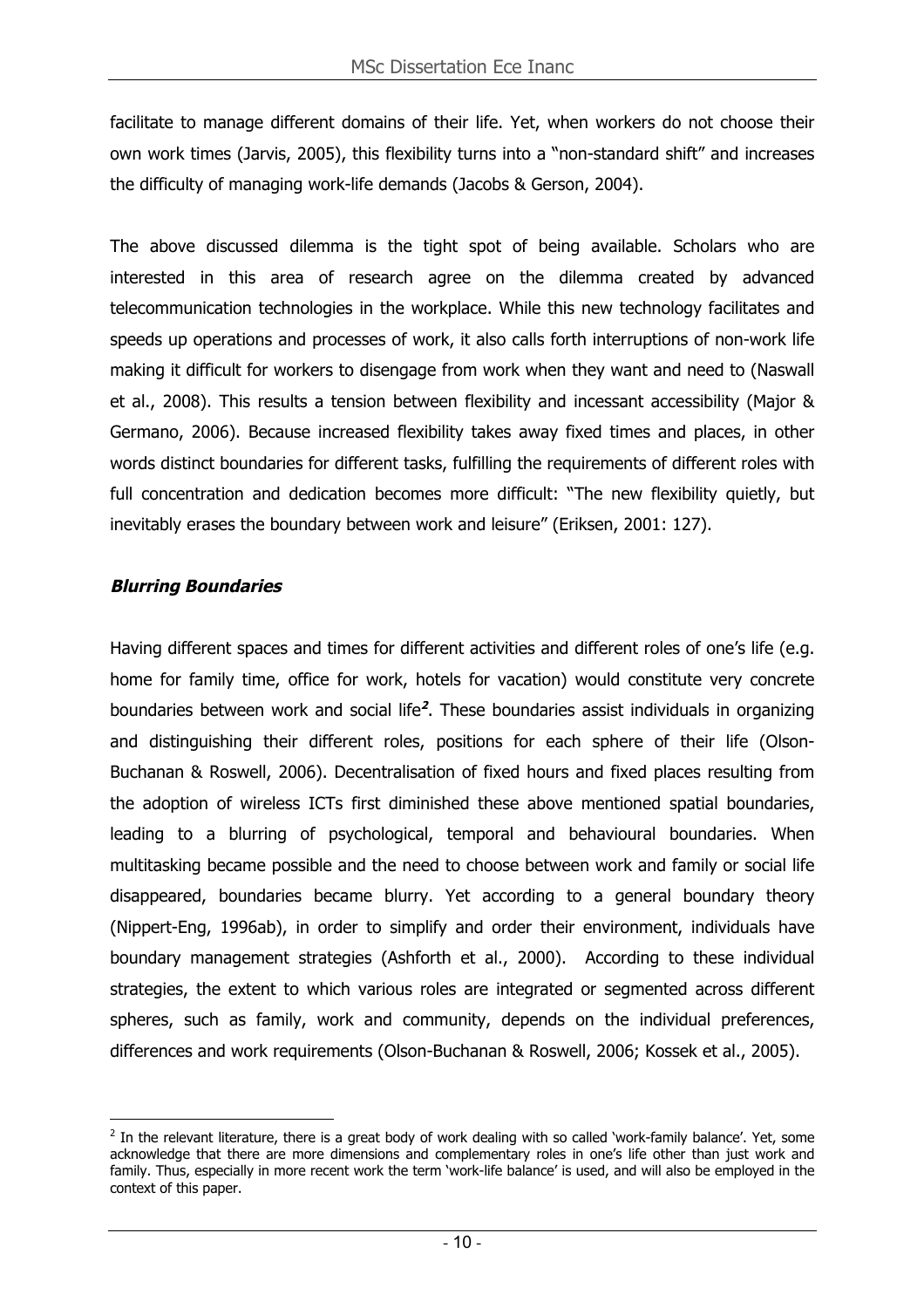facilitate to manage different domains of their life. Yet, when workers do not choose their own work times (Jarvis, 2005), this flexibility turns into a "non-standard shift" and increases the difficulty of managing work-life demands (Jacobs & Gerson, 2004).

The above discussed dilemma is the tight spot of being available. Scholars who are interested in this area of research agree on the dilemma created by advanced telecommunication technologies in the workplace. While this new technology facilitates and speeds up operations and processes of work, it also calls forth interruptions of non-work life making it difficult for workers to disengage from work when they want and need to (Naswall et al., 2008). This results a tension between flexibility and incessant accessibility (Major & Germano, 2006). Because increased flexibility takes away fixed times and places, in other words distinct boundaries for different tasks, fulfilling the requirements of different roles with full concentration and dedication becomes more difficult: "The new flexibility quietly, but inevitably erases the boundary between work and leisure" (Eriksen, 2001: 127).

### ***Blurring Boundaries***

Having different spaces and times for different activities and different roles of one's life (e.g. home for family time, office for work, hotels for vacation) would constitute very concrete boundaries between work and social life[2]. These boundaries assist individuals in organizing and distinguishing their different roles, positions for each sphere of their life (Olson-Buchanan & Roswell, 2006). Decentralisation of fixed hours and fixed places resulting from the adoption of wireless ICTs first diminished these above mentioned spatial boundaries, leading to a blurring of psychological, temporal and behavioural boundaries. When multitasking became possible and the need to choose between work and family or social life disappeared, boundaries became blurry. Yet according to a general boundary theory (Nippert-Eng, 1996ab), in order to simplify and order their environment, individuals have boundary management strategies (Ashforth et al., 2000). According to these individual strategies, the extent to which various roles are integrated or segmented across different spheres, such as family, work and community, depends on the individual preferences, differences and work requirements (Olson-Buchanan & Roswell, 2006; Kossek et al., 2005).

[2] In the relevant literature, there is a great body of work dealing with so called 'work-family balance'. Yet, some acknowledge that there are more dimensions and complementary roles in one's life other than just work and family. Thus, especially in more recent work the term 'work-life balance' is used, and will also be employed in the context of this paper.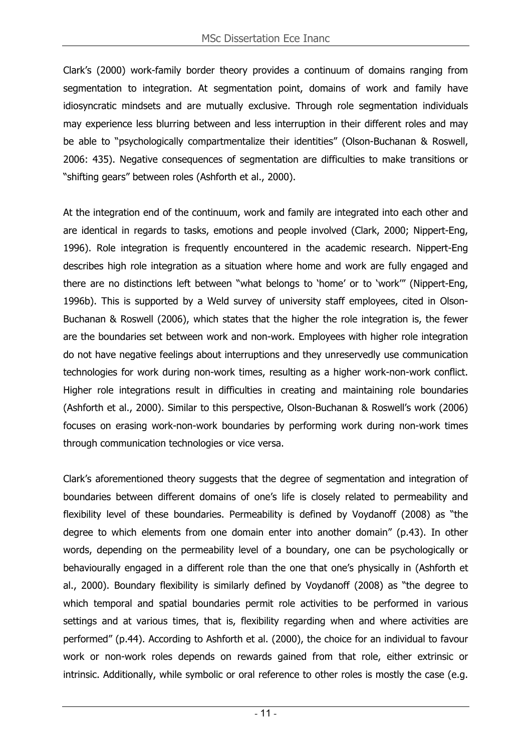Clark's (2000) work-family border theory provides a continuum of domains ranging from segmentation to integration. At segmentation point, domains of work and family have idiosyncratic mindsets and are mutually exclusive. Through role segmentation individuals may experience less blurring between and less interruption in their different roles and may be able to "psychologically compartmentalize their identities" (Olson-Buchanan & Roswell, 2006: 435). Negative consequences of segmentation are difficulties to make transitions or "shifting gears" between roles (Ashforth et al., 2000).

At the integration end of the continuum, work and family are integrated into each other and are identical in regards to tasks, emotions and people involved (Clark, 2000; Nippert-Eng, 1996). Role integration is frequently encountered in the academic research. Nippert-Eng describes high role integration as a situation where home and work are fully engaged and there are no distinctions left between "what belongs to 'home' or to 'work'" (Nippert-Eng, 1996b). This is supported by a Weld survey of university staff employees, cited in Olson-Buchanan & Roswell (2006), which states that the higher the role integration is, the fewer are the boundaries set between work and non-work. Employees with higher role integration do not have negative feelings about interruptions and they unreservedly use communication technologies for work during non-work times, resulting as a higher work-non-work conflict. Higher role integrations result in difficulties in creating and maintaining role boundaries (Ashforth et al., 2000). Similar to this perspective, Olson-Buchanan & Roswell's work (2006) focuses on erasing work-non-work boundaries by performing work during non-work times through communication technologies or vice versa.

Clark's aforementioned theory suggests that the degree of segmentation and integration of boundaries between different domains of one's life is closely related to permeability and flexibility level of these boundaries. Permeability is defined by Voydanoff (2008) as "the degree to which elements from one domain enter into another domain" (p.43). In other words, depending on the permeability level of a boundary, one can be psychologically or behaviourally engaged in a different role than the one that one's physically in (Ashforth et al., 2000). Boundary flexibility is similarly defined by Voydanoff (2008) as "the degree to which temporal and spatial boundaries permit role activities to be performed in various settings and at various times, that is, flexibility regarding when and where activities are performed" (p.44). According to Ashforth et al. (2000), the choice for an individual to favour work or non-work roles depends on rewards gained from that role, either extrinsic or intrinsic. Additionally, while symbolic or oral reference to other roles is mostly the case (e.g.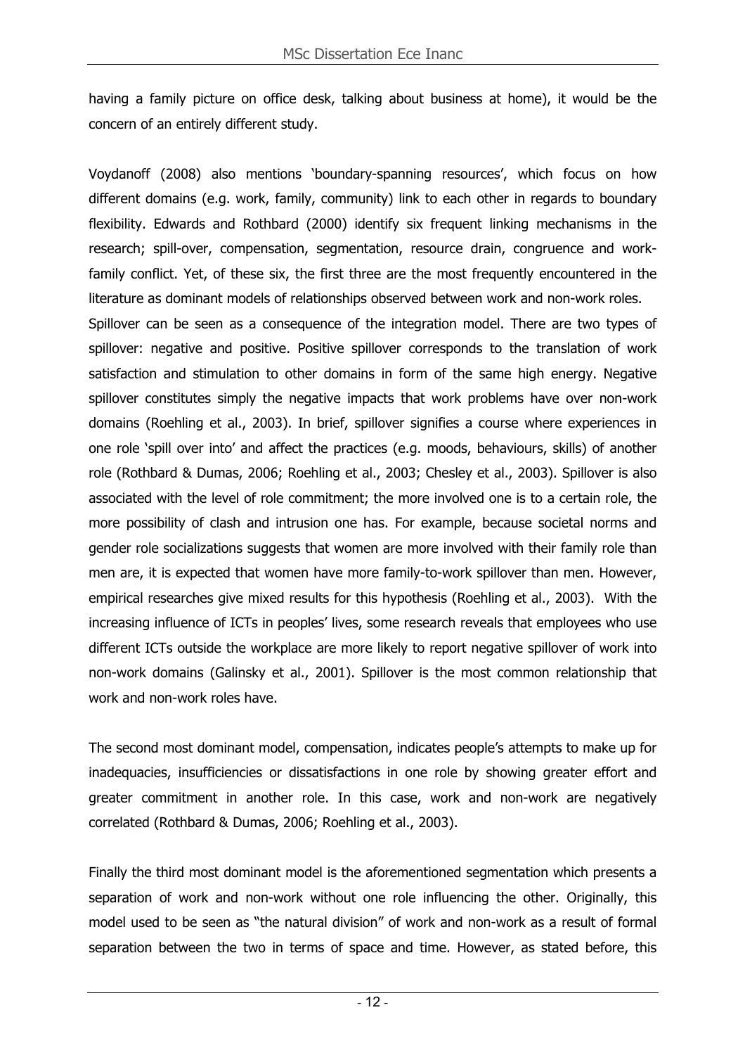having a family picture on office desk, talking about business at home), it would be the concern of an entirely different study.

Voydanoff (2008) also mentions 'boundary-spanning resources', which focus on how different domains (e.g. work, family, community) link to each other in regards to boundary flexibility. Edwards and Rothbard (2000) identify six frequent linking mechanisms in the research; spill-over, compensation, segmentation, resource drain, congruence and work-family conflict. Yet, of these six, the first three are the most frequently encountered in the literature as dominant models of relationships observed between work and non-work roles.

Spillover can be seen as a consequence of the integration model. There are two types of spillover: negative and positive. Positive spillover corresponds to the translation of work satisfaction and stimulation to other domains in form of the same high energy. Negative spillover constitutes simply the negative impacts that work problems have over non-work domains (Roehling et al., 2003). In brief, spillover signifies a course where experiences in one role 'spill over into' and affect the practices (e.g. moods, behaviours, skills) of another role (Rothbard & Dumas, 2006; Roehling et al., 2003; Chesley et al., 2003). Spillover is also associated with the level of role commitment; the more involved one is to a certain role, the more possibility of clash and intrusion one has. For example, because societal norms and gender role socializations suggests that women are more involved with their family role than men are, it is expected that women have more family-to-work spillover than men. However, empirical researches give mixed results for this hypothesis (Roehling et al., 2003). With the increasing influence of ICTs in peoples' lives, some research reveals that employees who use different ICTs outside the workplace are more likely to report negative spillover of work into non-work domains (Galinsky et al., 2001). Spillover is the most common relationship that work and non-work roles have.

The second most dominant model, compensation, indicates people's attempts to make up for inadequacies, insufficiencies or dissatisfactions in one role by showing greater effort and greater commitment in another role. In this case, work and non-work are negatively correlated (Rothbard & Dumas, 2006; Roehling et al., 2003).

Finally the third most dominant model is the aforementioned segmentation which presents a separation of work and non-work without one role influencing the other. Originally, this model used to be seen as "the natural division" of work and non-work as a result of formal separation between the two in terms of space and time. However, as stated before, this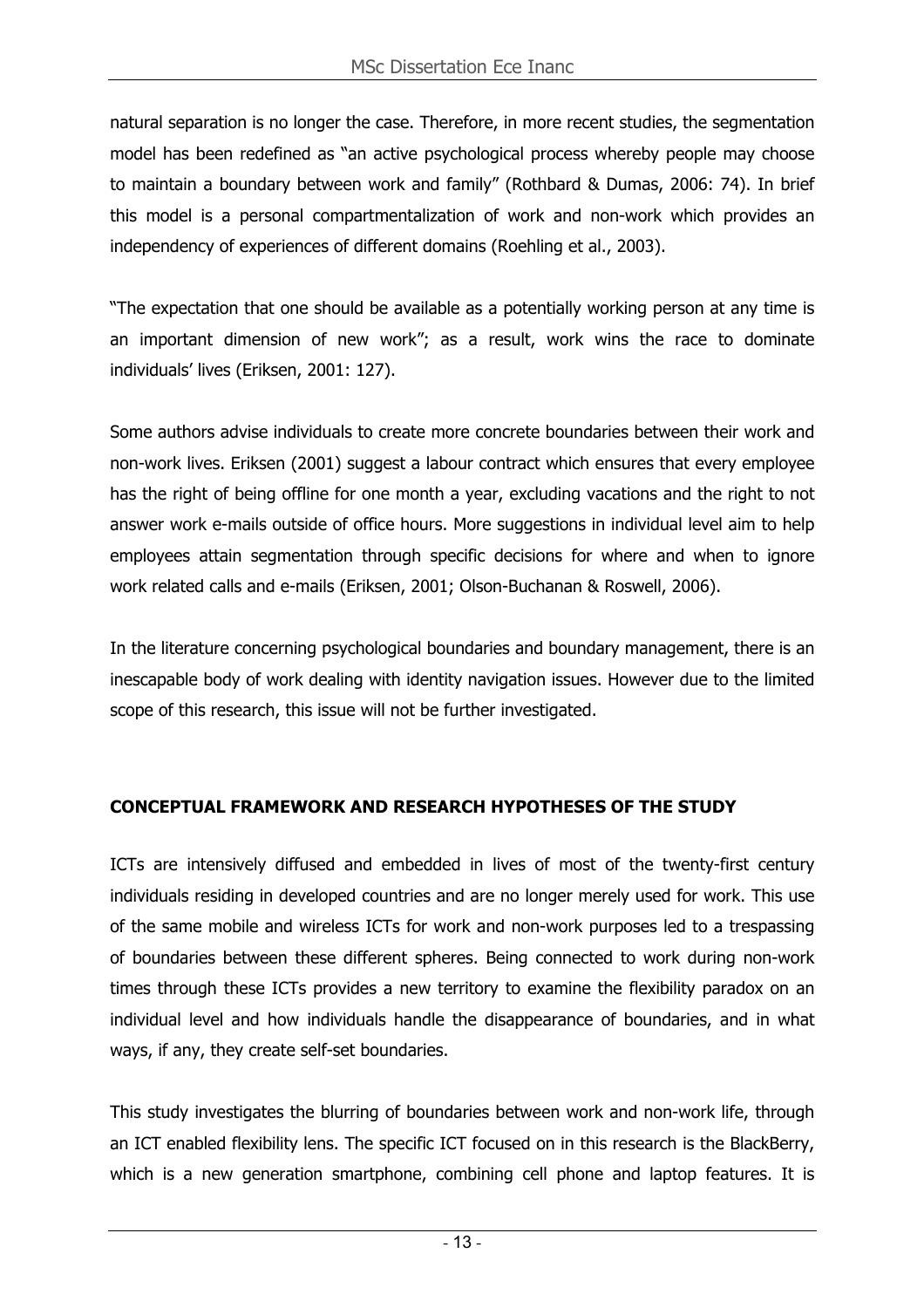natural separation is no longer the case. Therefore, in more recent studies, the segmentation model has been redefined as "an active psychological process whereby people may choose to maintain a boundary between work and family" (Rothbard & Dumas, 2006: 74). In brief this model is a personal compartmentalization of work and non-work which provides an independency of experiences of different domains (Roehling et al., 2003).

"The expectation that one should be available as a potentially working person at any time is an important dimension of new work"; as a result, work wins the race to dominate individuals' lives (Eriksen, 2001: 127).

Some authors advise individuals to create more concrete boundaries between their work and non-work lives. Eriksen (2001) suggest a labour contract which ensures that every employee has the right of being offline for one month a year, excluding vacations and the right to not answer work e-mails outside of office hours. More suggestions in individual level aim to help employees attain segmentation through specific decisions for where and when to ignore work related calls and e-mails (Eriksen, 2001; Olson-Buchanan & Roswell, 2006).

In the literature concerning psychological boundaries and boundary management, there is an inescapable body of work dealing with identity navigation issues. However due to the limited scope of this research, this issue will not be further investigated.

## CONCEPTUAL FRAMEWORK AND RESEARCH HYPOTHESES OF THE STUDY

ICTs are intensively diffused and embedded in lives of most of the twenty-first century individuals residing in developed countries and are no longer merely used for work. This use of the same mobile and wireless ICTs for work and non-work purposes led to a trespassing of boundaries between these different spheres. Being connected to work during non-work times through these ICTs provides a new territory to examine the flexibility paradox on an individual level and how individuals handle the disappearance of boundaries, and in what ways, if any, they create self-set boundaries.

This study investigates the blurring of boundaries between work and non-work life, through an ICT enabled flexibility lens. The specific ICT focused on in this research is the BlackBerry, which is a new generation smartphone, combining cell phone and laptop features. It is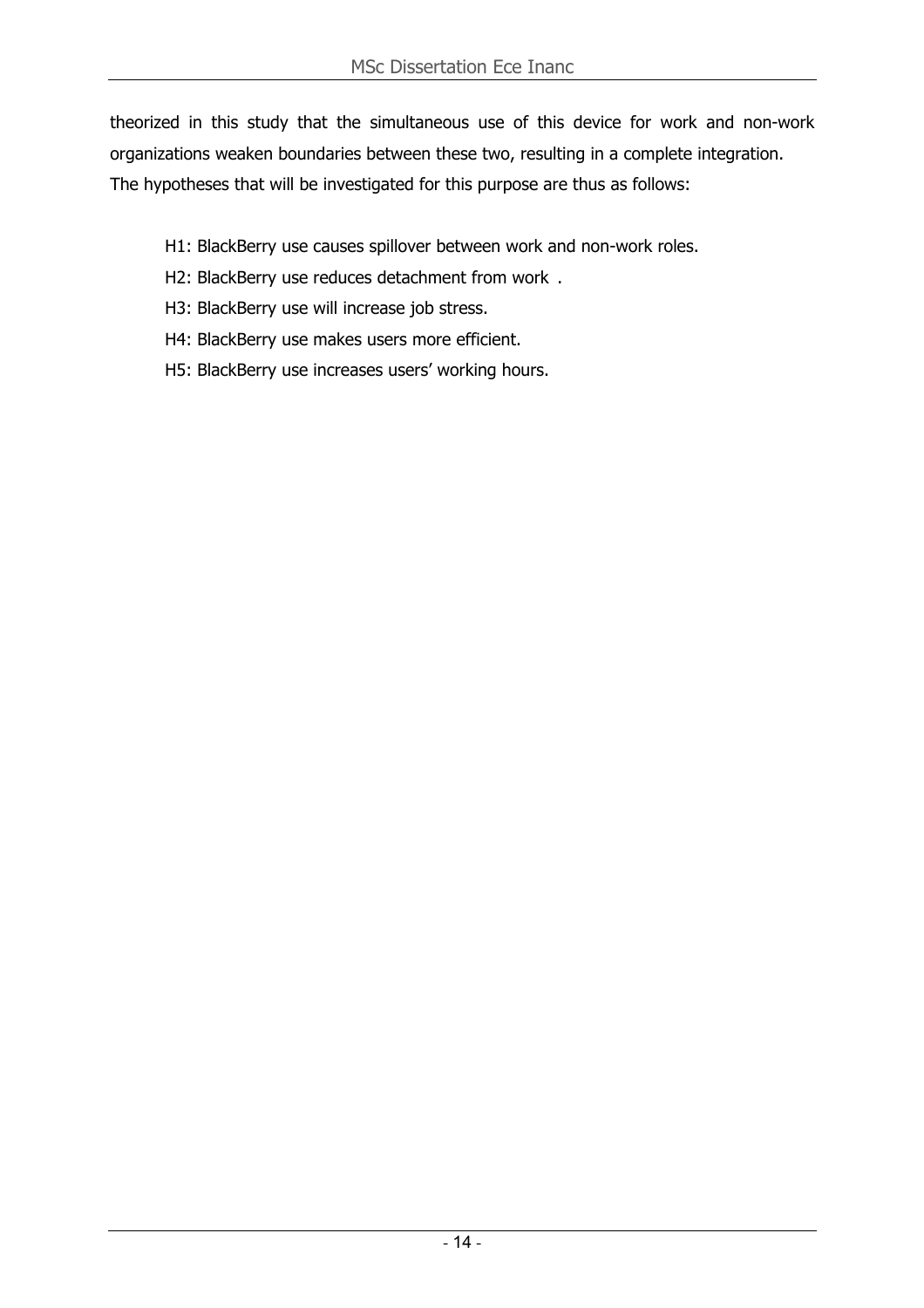theorized in this study that the simultaneous use of this device for work and non-work organizations weaken boundaries between these two, resulting in a complete integration. The hypotheses that will be investigated for this purpose are thus as follows:

H1: BlackBerry use causes spillover between work and non-work roles.

H2: BlackBerry use reduces detachment from work .

H3: BlackBerry use will increase job stress.

H4: BlackBerry use makes users more efficient.

H5: BlackBerry use increases users' working hours.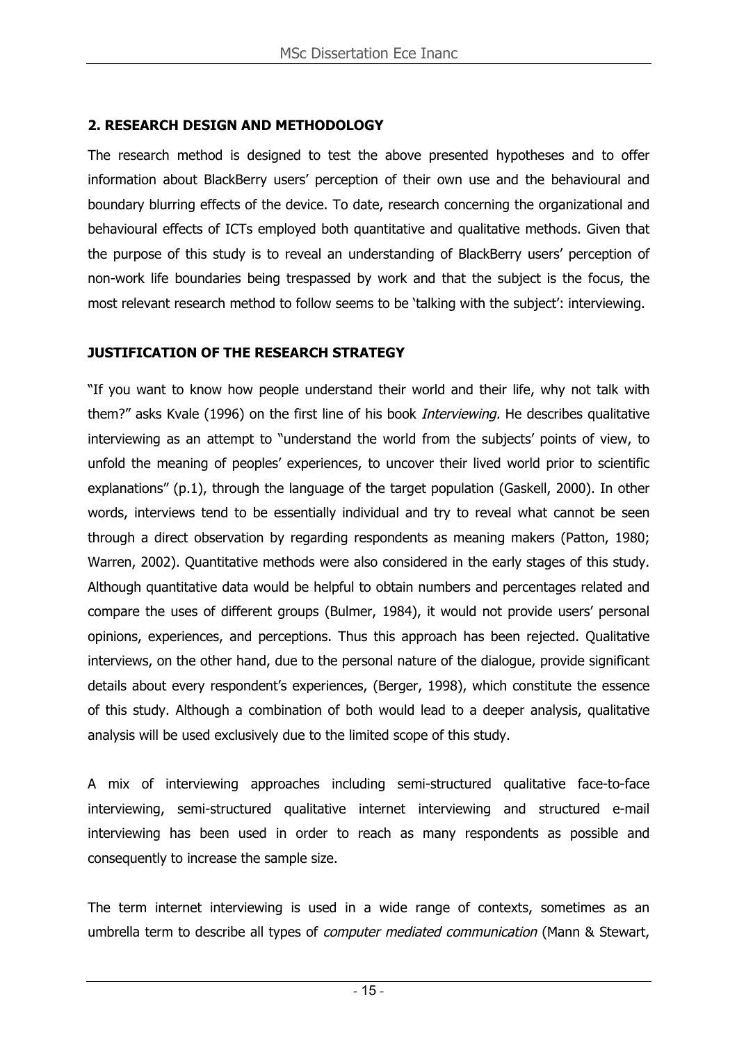## 2. RESEARCH DESIGN AND METHODOLOGY

The research method is designed to test the above presented hypotheses and to offer information about BlackBerry users' perception of their own use and the behavioural and boundary blurring effects of the device. To date, research concerning the organizational and behavioural effects of ICTs employed both quantitative and qualitative methods. Given that the purpose of this study is to reveal an understanding of BlackBerry users' perception of non-work life boundaries being trespassed by work and that the subject is the focus, the most relevant research method to follow seems to be 'talking with the subject': interviewing.

### JUSTIFICATION OF THE RESEARCH STRATEGY

"If you want to know how people understand their world and their life, why not talk with them?" asks Kvale (1996) on the first line of his book *Interviewing.* He describes qualitative interviewing as an attempt to "understand the world from the subjects' points of view, to unfold the meaning of peoples' experiences, to uncover their lived world prior to scientific explanations" (p.1), through the language of the target population (Gaskell, 2000). In other words, interviews tend to be essentially individual and try to reveal what cannot be seen through a direct observation by regarding respondents as meaning makers (Patton, 1980; Warren, 2002). Quantitative methods were also considered in the early stages of this study. Although quantitative data would be helpful to obtain numbers and percentages related and compare the uses of different groups (Bulmer, 1984), it would not provide users' personal opinions, experiences, and perceptions. Thus this approach has been rejected. Qualitative interviews, on the other hand, due to the personal nature of the dialogue, provide significant details about every respondent's experiences, (Berger, 1998), which constitute the essence of this study. Although a combination of both would lead to a deeper analysis, qualitative analysis will be used exclusively due to the limited scope of this study.

A mix of interviewing approaches including semi-structured qualitative face-to-face interviewing, semi-structured qualitative internet interviewing and structured e-mail interviewing has been used in order to reach as many respondents as possible and consequently to increase the sample size.

The term internet interviewing is used in a wide range of contexts, sometimes as an umbrella term to describe all types of *computer mediated communication* (Mann & Stewart,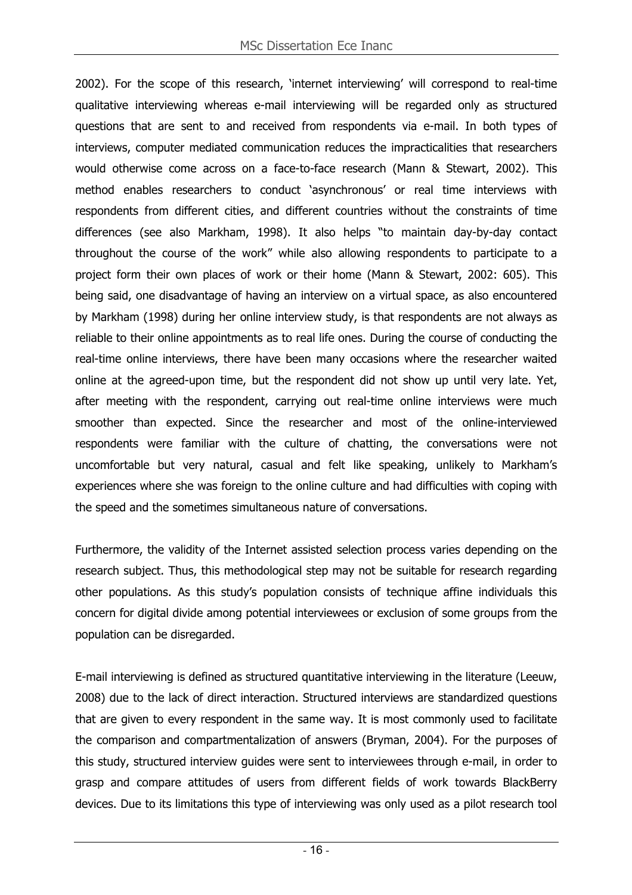2002). For the scope of this research, 'internet interviewing' will correspond to real-time qualitative interviewing whereas e-mail interviewing will be regarded only as structured questions that are sent to and received from respondents via e-mail. In both types of interviews, computer mediated communication reduces the impracticalities that researchers would otherwise come across on a face-to-face research (Mann & Stewart, 2002). This method enables researchers to conduct 'asynchronous' or real time interviews with respondents from different cities, and different countries without the constraints of time differences (see also Markham, 1998). It also helps "to maintain day-by-day contact throughout the course of the work" while also allowing respondents to participate to a project form their own places of work or their home (Mann & Stewart, 2002: 605). This being said, one disadvantage of having an interview on a virtual space, as also encountered by Markham (1998) during her online interview study, is that respondents are not always as reliable to their online appointments as to real life ones. During the course of conducting the real-time online interviews, there have been many occasions where the researcher waited online at the agreed-upon time, but the respondent did not show up until very late. Yet, after meeting with the respondent, carrying out real-time online interviews were much smoother than expected. Since the researcher and most of the online-interviewed respondents were familiar with the culture of chatting, the conversations were not uncomfortable but very natural, casual and felt like speaking, unlikely to Markham's experiences where she was foreign to the online culture and had difficulties with coping with the speed and the sometimes simultaneous nature of conversations.

Furthermore, the validity of the Internet assisted selection process varies depending on the research subject. Thus, this methodological step may not be suitable for research regarding other populations. As this study's population consists of technique affine individuals this concern for digital divide among potential interviewees or exclusion of some groups from the population can be disregarded.

E-mail interviewing is defined as structured quantitative interviewing in the literature (Leeuw, 2008) due to the lack of direct interaction. Structured interviews are standardized questions that are given to every respondent in the same way. It is most commonly used to facilitate the comparison and compartmentalization of answers (Bryman, 2004). For the purposes of this study, structured interview guides were sent to interviewees through e-mail, in order to grasp and compare attitudes of users from different fields of work towards BlackBerry devices. Due to its limitations this type of interviewing was only used as a pilot research tool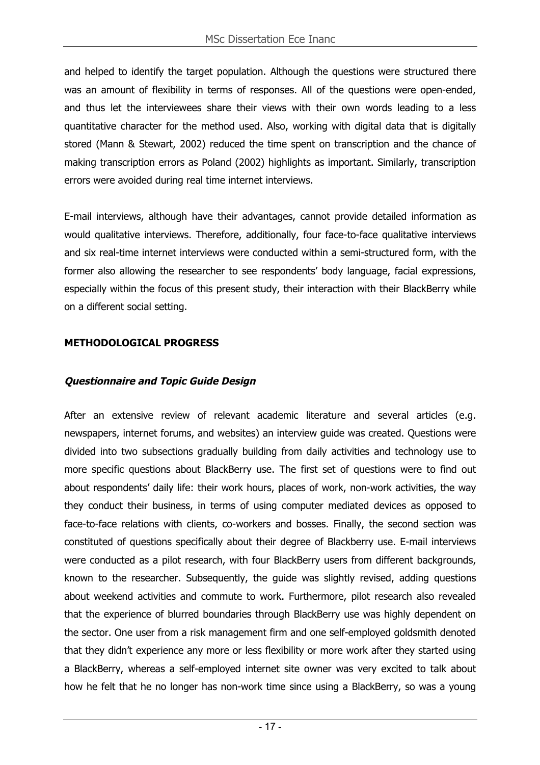and helped to identify the target population. Although the questions were structured there was an amount of flexibility in terms of responses. All of the questions were open-ended, and thus let the interviewees share their views with their own words leading to a less quantitative character for the method used. Also, working with digital data that is digitally stored (Mann & Stewart, 2002) reduced the time spent on transcription and the chance of making transcription errors as Poland (2002) highlights as important. Similarly, transcription errors were avoided during real time internet interviews.

E-mail interviews, although have their advantages, cannot provide detailed information as would qualitative interviews. Therefore, additionally, four face-to-face qualitative interviews and six real-time internet interviews were conducted within a semi-structured form, with the former also allowing the researcher to see respondents' body language, facial expressions, especially within the focus of this present study, their interaction with their BlackBerry while on a different social setting.

**METHODOLOGICAL PROGRESS**

***Questionnaire and Topic Guide Design***

After an extensive review of relevant academic literature and several articles (e.g. newspapers, internet forums, and websites) an interview guide was created. Questions were divided into two subsections gradually building from daily activities and technology use to more specific questions about BlackBerry use. The first set of questions were to find out about respondents' daily life: their work hours, places of work, non-work activities, the way they conduct their business, in terms of using computer mediated devices as opposed to face-to-face relations with clients, co-workers and bosses. Finally, the second section was constituted of questions specifically about their degree of Blackberry use. E-mail interviews were conducted as a pilot research, with four BlackBerry users from different backgrounds, known to the researcher. Subsequently, the guide was slightly revised, adding questions about weekend activities and commute to work. Furthermore, pilot research also revealed that the experience of blurred boundaries through BlackBerry use was highly dependent on the sector. One user from a risk management firm and one self-employed goldsmith denoted that they didn't experience any more or less flexibility or more work after they started using a BlackBerry, whereas a self-employed internet site owner was very excited to talk about how he felt that he no longer has non-work time since using a BlackBerry, so was a young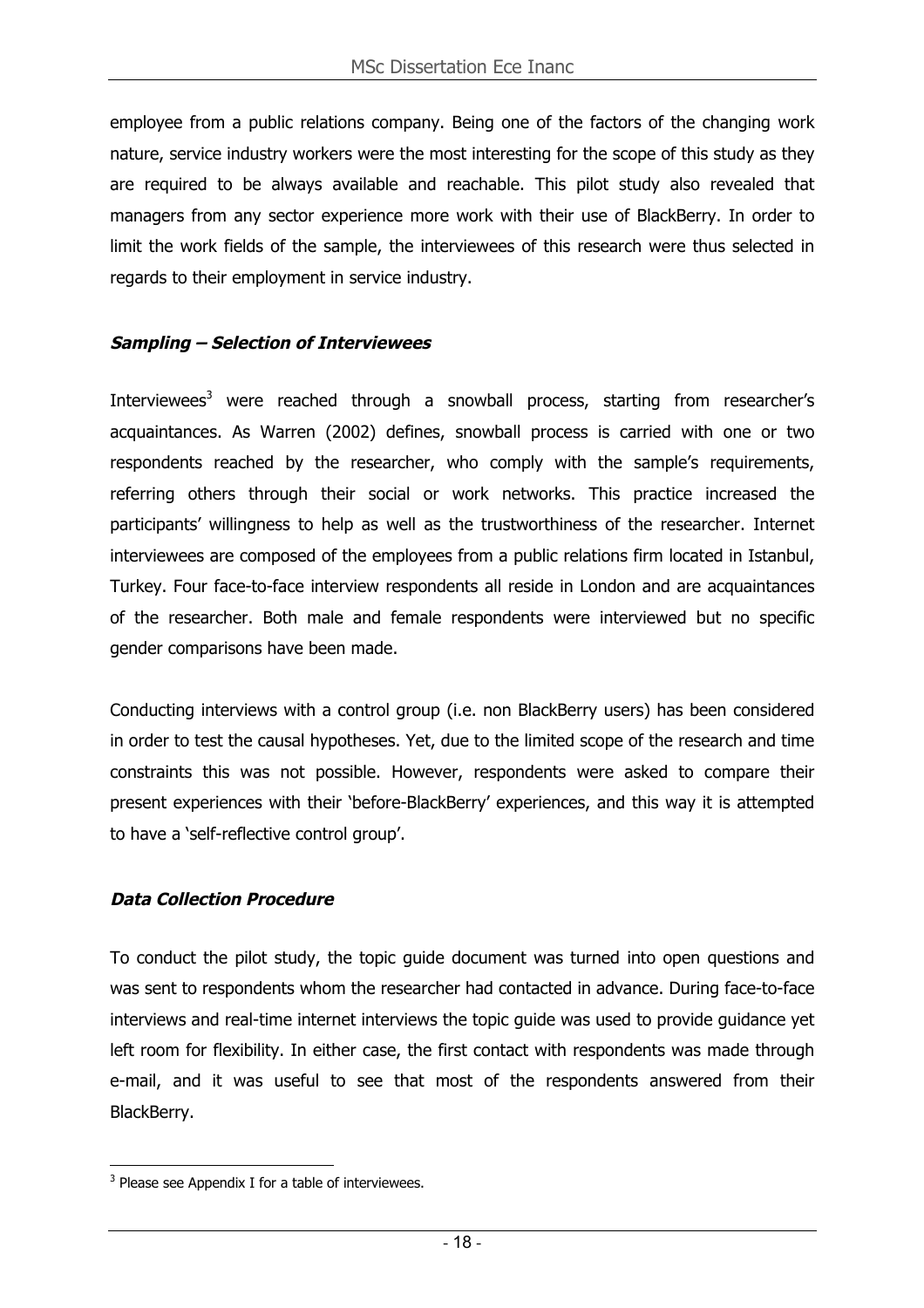employee from a public relations company. Being one of the factors of the changing work nature, service industry workers were the most interesting for the scope of this study as they are required to be always available and reachable. This pilot study also revealed that managers from any sector experience more work with their use of BlackBerry. In order to limit the work fields of the sample, the interviewees of this research were thus selected in regards to their employment in service industry.

### ***Sampling – Selection of Interviewees***

Interviewees[3] were reached through a snowball process, starting from researcher's acquaintances. As Warren (2002) defines, snowball process is carried with one or two respondents reached by the researcher, who comply with the sample's requirements, referring others through their social or work networks. This practice increased the participants' willingness to help as well as the trustworthiness of the researcher. Internet interviewees are composed of the employees from a public relations firm located in Istanbul, Turkey. Four face-to-face interview respondents all reside in London and are acquaintances of the researcher. Both male and female respondents were interviewed but no specific gender comparisons have been made.

Conducting interviews with a control group (i.e. non BlackBerry users) has been considered in order to test the causal hypotheses. Yet, due to the limited scope of the research and time constraints this was not possible. However, respondents were asked to compare their present experiences with their 'before-BlackBerry' experiences, and this way it is attempted to have a 'self-reflective control group'.

### ***Data Collection Procedure***

To conduct the pilot study, the topic guide document was turned into open questions and was sent to respondents whom the researcher had contacted in advance. During face-to-face interviews and real-time internet interviews the topic guide was used to provide guidance yet left room for flexibility. In either case, the first contact with respondents was made through e-mail, and it was useful to see that most of the respondents answered from their BlackBerry.

---

[3] Please see Appendix I for a table of interviewees.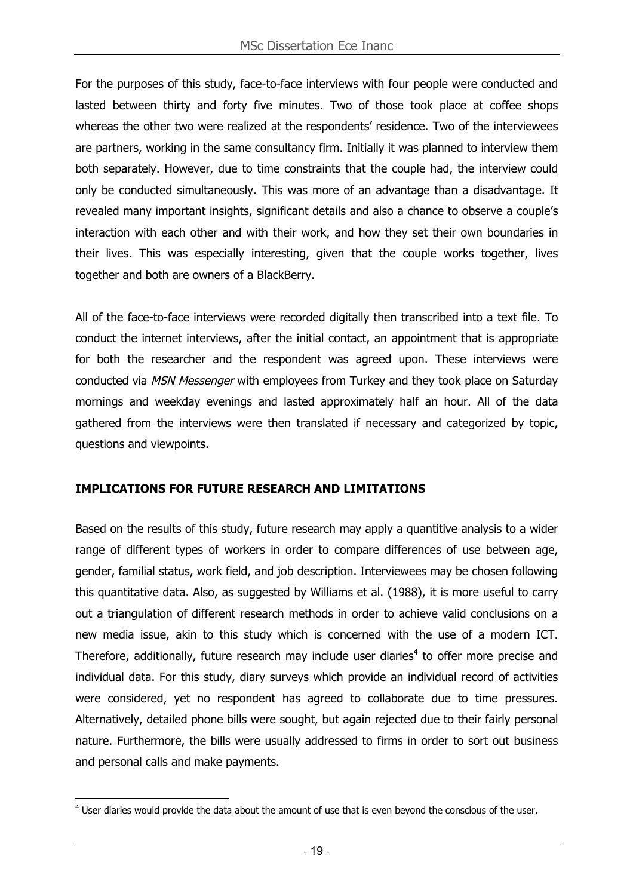For the purposes of this study, face-to-face interviews with four people were conducted and lasted between thirty and forty five minutes. Two of those took place at coffee shops whereas the other two were realized at the respondents' residence. Two of the interviewees are partners, working in the same consultancy firm. Initially it was planned to interview them both separately. However, due to time constraints that the couple had, the interview could only be conducted simultaneously. This was more of an advantage than a disadvantage. It revealed many important insights, significant details and also a chance to observe a couple's interaction with each other and with their work, and how they set their own boundaries in their lives. This was especially interesting, given that the couple works together, lives together and both are owners of a BlackBerry.

All of the face-to-face interviews were recorded digitally then transcribed into a text file. To conduct the internet interviews, after the initial contact, an appointment that is appropriate for both the researcher and the respondent was agreed upon. These interviews were conducted via *MSN Messenger* with employees from Turkey and they took place on Saturday mornings and weekday evenings and lasted approximately half an hour. All of the data gathered from the interviews were then translated if necessary and categorized by topic, questions and viewpoints.

**IMPLICATIONS FOR FUTURE RESEARCH AND LIMITATIONS**

Based on the results of this study, future research may apply a quantitive analysis to a wider range of different types of workers in order to compare differences of use between age, gender, familial status, work field, and job description. Interviewees may be chosen following this quantitative data. Also, as suggested by Williams et al. (1988), it is more useful to carry out a triangulation of different research methods in order to achieve valid conclusions on a new media issue, akin to this study which is concerned with the use of a modern ICT. Therefore, additionally, future research may include user diaries[4] to offer more precise and individual data. For this study, diary surveys which provide an individual record of activities were considered, yet no respondent has agreed to collaborate due to time pressures. Alternatively, detailed phone bills were sought, but again rejected due to their fairly personal nature. Furthermore, the bills were usually addressed to firms in order to sort out business and personal calls and make payments.

[4] User diaries would provide the data about the amount of use that is even beyond the conscious of the user.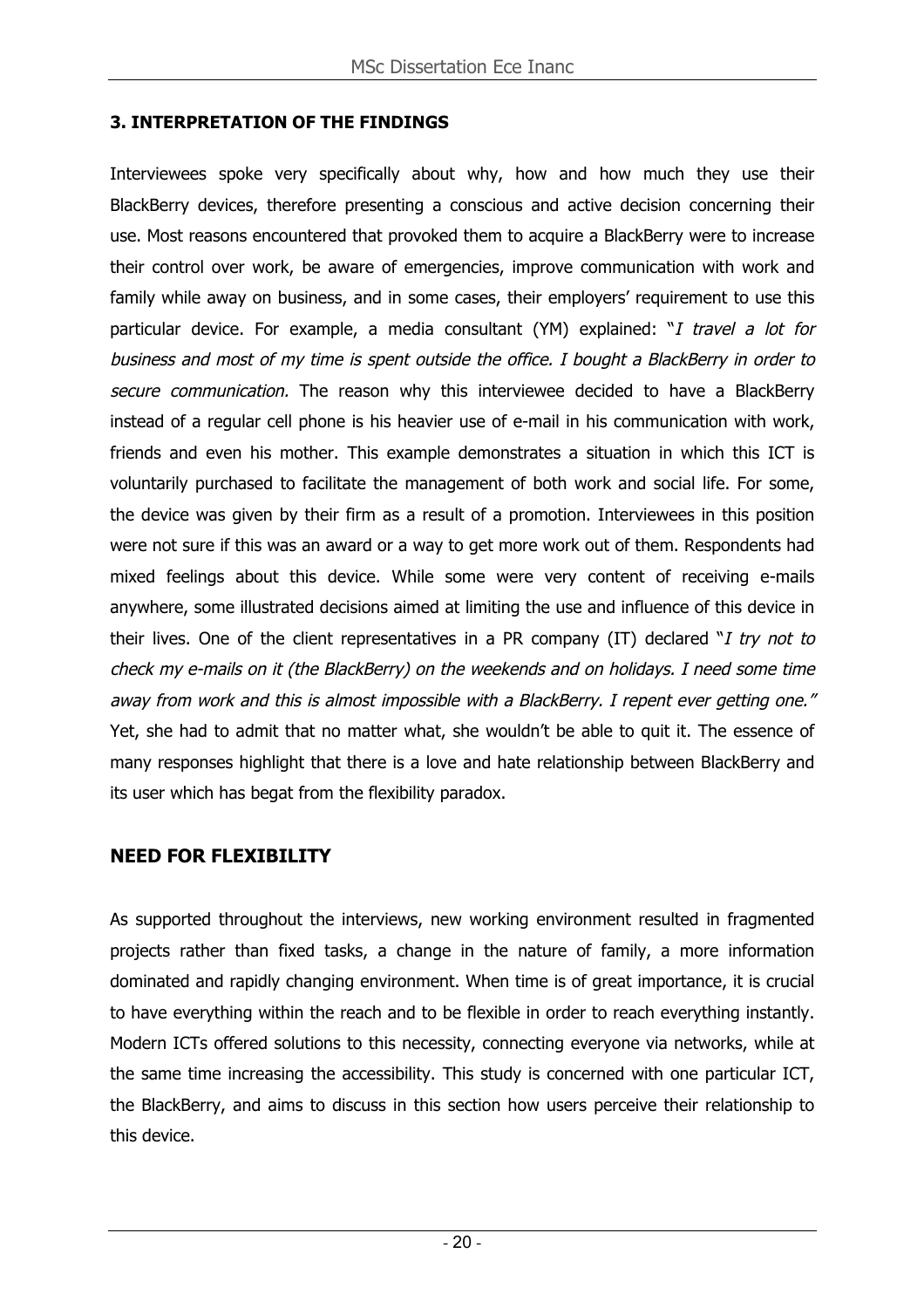## 3. INTERPRETATION OF THE FINDINGS

Interviewees spoke very specifically about why, how and how much they use their BlackBerry devices, therefore presenting a conscious and active decision concerning their use. Most reasons encountered that provoked them to acquire a BlackBerry were to increase their control over work, be aware of emergencies, improve communication with work and family while away on business, and in some cases, their employers' requirement to use this particular device. For example, a media consultant (YM) explained: "*I travel a lot for business and most of my time is spent outside the office. I bought a BlackBerry in order to secure communication.* The reason why this interviewee decided to have a BlackBerry instead of a regular cell phone is his heavier use of e-mail in his communication with work, friends and even his mother. This example demonstrates a situation in which this ICT is voluntarily purchased to facilitate the management of both work and social life. For some, the device was given by their firm as a result of a promotion. Interviewees in this position were not sure if this was an award or a way to get more work out of them. Respondents had mixed feelings about this device. While some were very content of receiving e-mails anywhere, some illustrated decisions aimed at limiting the use and influence of this device in their lives. One of the client representatives in a PR company (IT) declared "*I try not to check my e-mails on it (the BlackBerry) on the weekends and on holidays. I need some time away from work and this is almost impossible with a BlackBerry. I repent ever getting one."* Yet, she had to admit that no matter what, she wouldn't be able to quit it. The essence of many responses highlight that there is a love and hate relationship between BlackBerry and its user which has begat from the flexibility paradox.

## NEED FOR FLEXIBILITY

As supported throughout the interviews, new working environment resulted in fragmented projects rather than fixed tasks, a change in the nature of family, a more information dominated and rapidly changing environment. When time is of great importance, it is crucial to have everything within the reach and to be flexible in order to reach everything instantly. Modern ICTs offered solutions to this necessity, connecting everyone via networks, while at the same time increasing the accessibility. This study is concerned with one particular ICT, the BlackBerry, and aims to discuss in this section how users perceive their relationship to this device.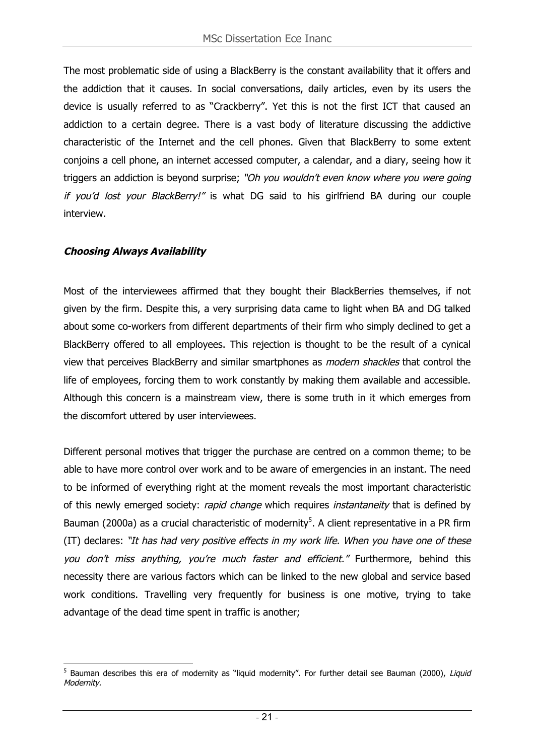The most problematic side of using a BlackBerry is the constant availability that it offers and the addiction that it causes. In social conversations, daily articles, even by its users the device is usually referred to as "Crackberry". Yet this is not the first ICT that caused an addiction to a certain degree. There is a vast body of literature discussing the addictive characteristic of the Internet and the cell phones. Given that BlackBerry to some extent conjoins a cell phone, an internet accessed computer, a calendar, and a diary, seeing how it triggers an addiction is beyond surprise; *"Oh you wouldn't even know where you were going if you'd lost your BlackBerry!"* is what DG said to his girlfriend BA during our couple interview.

***Choosing Always Availability***

Most of the interviewees affirmed that they bought their BlackBerries themselves, if not given by the firm. Despite this, a very surprising data came to light when BA and DG talked about some co-workers from different departments of their firm who simply declined to get a BlackBerry offered to all employees. This rejection is thought to be the result of a cynical view that perceives BlackBerry and similar smartphones as *modern shackles* that control the life of employees, forcing them to work constantly by making them available and accessible. Although this concern is a mainstream view, there is some truth in it which emerges from the discomfort uttered by user interviewees.

Different personal motives that trigger the purchase are centred on a common theme; to be able to have more control over work and to be aware of emergencies in an instant. The need to be informed of everything right at the moment reveals the most important characteristic of this newly emerged society: *rapid change* which requires *instantaneity* that is defined by Bauman (2000a) as a crucial characteristic of modernity[5]. A client representative in a PR firm (IT) declares: *"It has had very positive effects in my work life. When you have one of these you don't miss anything, you're much faster and efficient."* Furthermore, behind this necessity there are various factors which can be linked to the new global and service based work conditions. Travelling very frequently for business is one motive, trying to take advantage of the dead time spent in traffic is another;

[5] Bauman describes this era of modernity as "liquid modernity". For further detail see Bauman (2000), *Liquid Modernity.*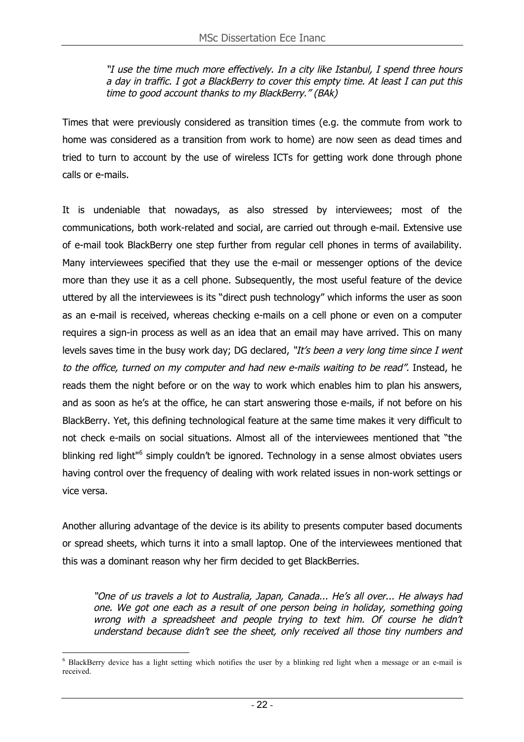> *"I use the time much more effectively. In a city like Istanbul, I spend three hours a day in traffic. I got a BlackBerry to cover this empty time. At least I can put this time to good account thanks to my BlackBerry." (BAk)*

Times that were previously considered as transition times (e.g. the commute from work to home was considered as a transition from work to home) are now seen as dead times and tried to turn to account by the use of wireless ICTs for getting work done through phone calls or e-mails.

It is undeniable that nowadays, as also stressed by interviewees; most of the communications, both work-related and social, are carried out through e-mail. Extensive use of e-mail took BlackBerry one step further from regular cell phones in terms of availability. Many interviewees specified that they use the e-mail or messenger options of the device more than they use it as a cell phone. Subsequently, the most useful feature of the device uttered by all the interviewees is its "direct push technology" which informs the user as soon as an e-mail is received, whereas checking e-mails on a cell phone or even on a computer requires a sign-in process as well as an idea that an email may have arrived. This on many levels saves time in the busy work day; DG declared, *"It's been a very long time since I went to the office, turned on my computer and had new e-mails waiting to be read".* Instead, he reads them the night before or on the way to work which enables him to plan his answers, and as soon as he's at the office, he can start answering those e-mails, if not before on his BlackBerry. Yet, this defining technological feature at the same time makes it very difficult to not check e-mails on social situations. Almost all of the interviewees mentioned that "the blinking red light"[6] simply couldn't be ignored. Technology in a sense almost obviates users having control over the frequency of dealing with work related issues in non-work settings or vice versa.

Another alluring advantage of the device is its ability to presents computer based documents or spread sheets, which turns it into a small laptop. One of the interviewees mentioned that this was a dominant reason why her firm decided to get BlackBerries.

> *"One of us travels a lot to Australia, Japan, Canada... He's all over... He always had one. We got one each as a result of one person being in holiday, something going wrong with a spreadsheet and people trying to text him. Of course he didn't understand because didn't see the sheet, only received all those tiny numbers and*

---

[6] BlackBerry device has a light setting which notifies the user by a blinking red light when a message or an e-mail is received.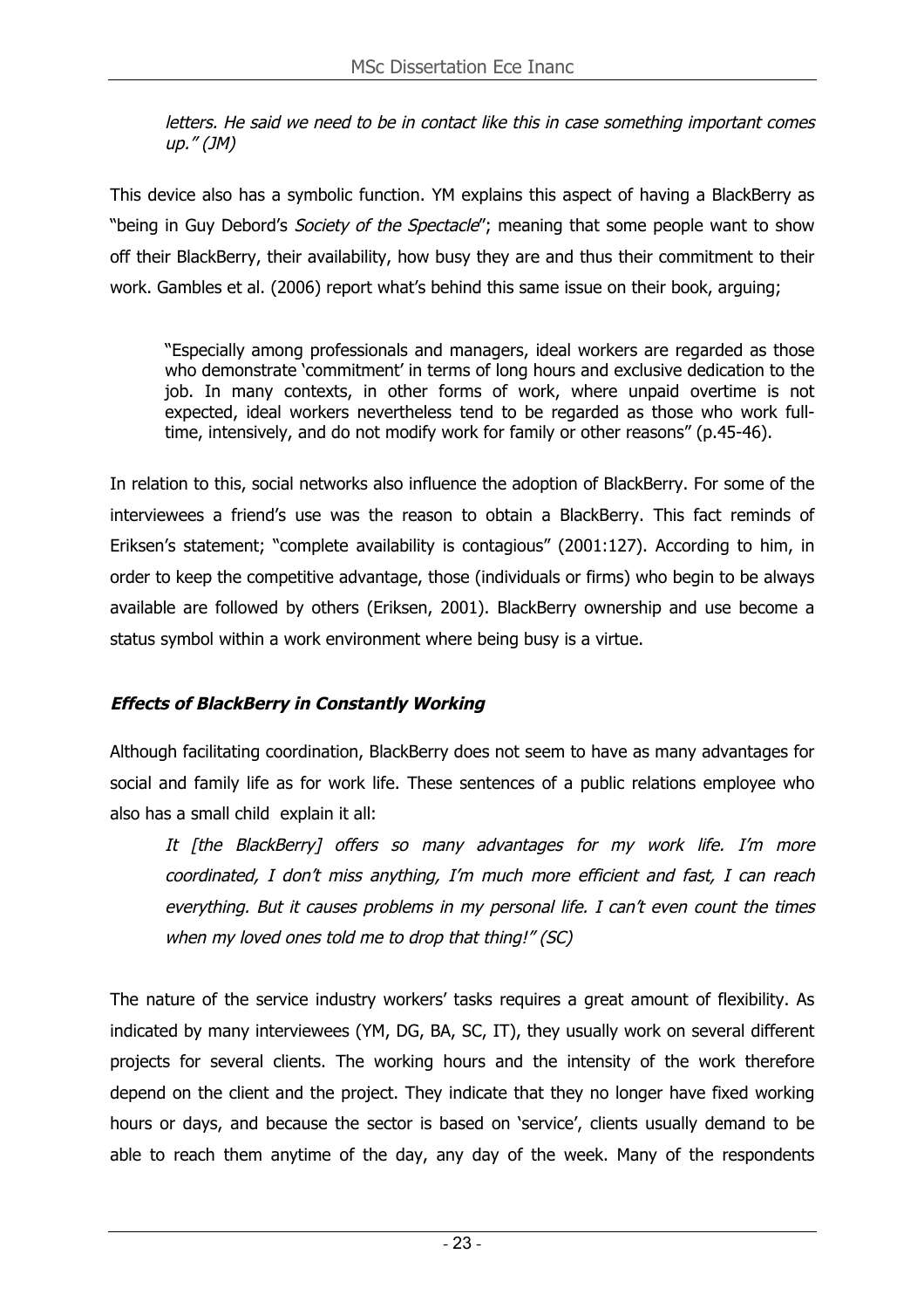*letters. He said we need to be in contact like this in case something important comes up." (JM)*

This device also has a symbolic function. YM explains this aspect of having a BlackBerry as "being in Guy Debord's *Society of the Spectacle*"; meaning that some people want to show off their BlackBerry, their availability, how busy they are and thus their commitment to their work. Gambles et al. (2006) report what's behind this same issue on their book, arguing;

> "Especially among professionals and managers, ideal workers are regarded as those who demonstrate 'commitment' in terms of long hours and exclusive dedication to the job. In many contexts, in other forms of work, where unpaid overtime is not expected, ideal workers nevertheless tend to be regarded as those who work full-time, intensively, and do not modify work for family or other reasons" (p.45-46).

In relation to this, social networks also influence the adoption of BlackBerry. For some of the interviewees a friend's use was the reason to obtain a BlackBerry. This fact reminds of Eriksen's statement; "complete availability is contagious" (2001:127). According to him, in order to keep the competitive advantage, those (individuals or firms) who begin to be always available are followed by others (Eriksen, 2001). BlackBerry ownership and use become a status symbol within a work environment where being busy is a virtue.

### *Effects of BlackBerry in Constantly Working*

Although facilitating coordination, BlackBerry does not seem to have as many advantages for social and family life as for work life. These sentences of a public relations employee who also has a small child explain it all:

> *It [the BlackBerry] offers so many advantages for my work life. I'm more coordinated, I don't miss anything, I'm much more efficient and fast, I can reach everything. But it causes problems in my personal life. I can't even count the times when my loved ones told me to drop that thing!" (SC)*

The nature of the service industry workers' tasks requires a great amount of flexibility. As indicated by many interviewees (YM, DG, BA, SC, IT), they usually work on several different projects for several clients. The working hours and the intensity of the work therefore depend on the client and the project. They indicate that they no longer have fixed working hours or days, and because the sector is based on 'service', clients usually demand to be able to reach them anytime of the day, any day of the week. Many of the respondents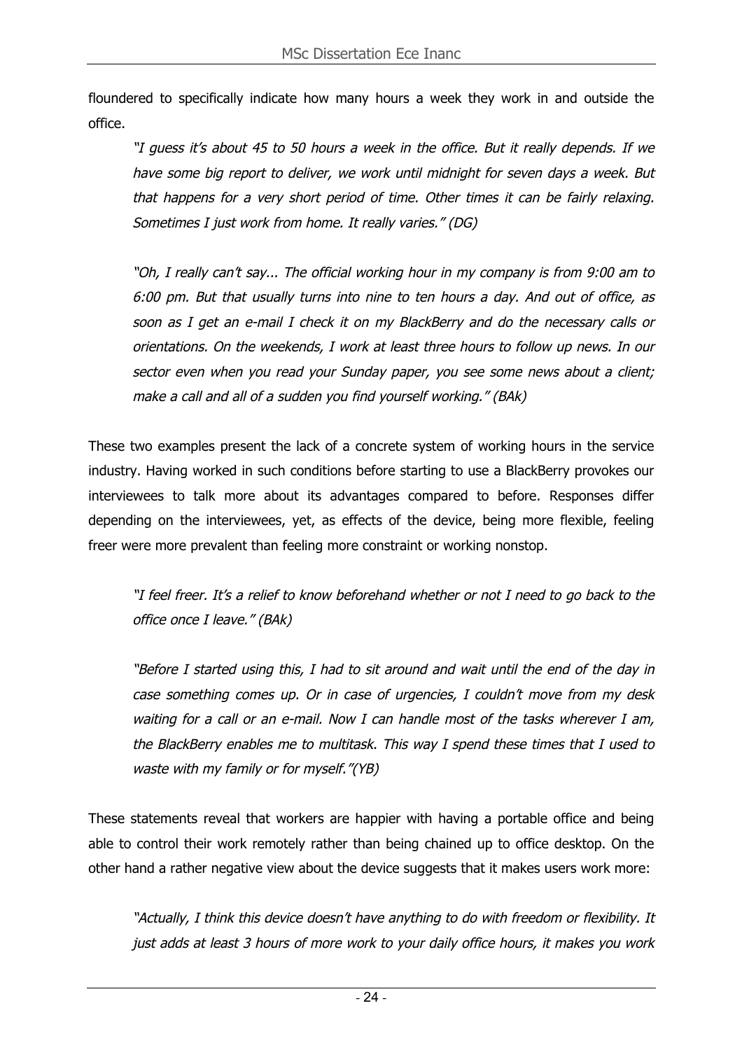floundered to specifically indicate how many hours a week they work in and outside the office.

> *"I guess it's about 45 to 50 hours a week in the office. But it really depends. If we have some big report to deliver, we work until midnight for seven days a week. But that happens for a very short period of time. Other times it can be fairly relaxing. Sometimes I just work from home. It really varies." (DG)*

> *"Oh, I really can't say... The official working hour in my company is from 9:00 am to 6:00 pm. But that usually turns into nine to ten hours a day. And out of office, as soon as I get an e-mail I check it on my BlackBerry and do the necessary calls or orientations. On the weekends, I work at least three hours to follow up news. In our sector even when you read your Sunday paper, you see some news about a client; make a call and all of a sudden you find yourself working." (BAk)*

These two examples present the lack of a concrete system of working hours in the service industry. Having worked in such conditions before starting to use a BlackBerry provokes our interviewees to talk more about its advantages compared to before. Responses differ depending on the interviewees, yet, as effects of the device, being more flexible, feeling freer were more prevalent than feeling more constraint or working nonstop.

> *"I feel freer. It's a relief to know beforehand whether or not I need to go back to the office once I leave." (BAk)*

> *"Before I started using this, I had to sit around and wait until the end of the day in case something comes up. Or in case of urgencies, I couldn't move from my desk waiting for a call or an e-mail. Now I can handle most of the tasks wherever I am, the BlackBerry enables me to multitask. This way I spend these times that I used to waste with my family or for myself."(YB)*

These statements reveal that workers are happier with having a portable office and being able to control their work remotely rather than being chained up to office desktop. On the other hand a rather negative view about the device suggests that it makes users work more:

> *"Actually, I think this device doesn't have anything to do with freedom or flexibility. It just adds at least 3 hours of more work to your daily office hours, it makes you work*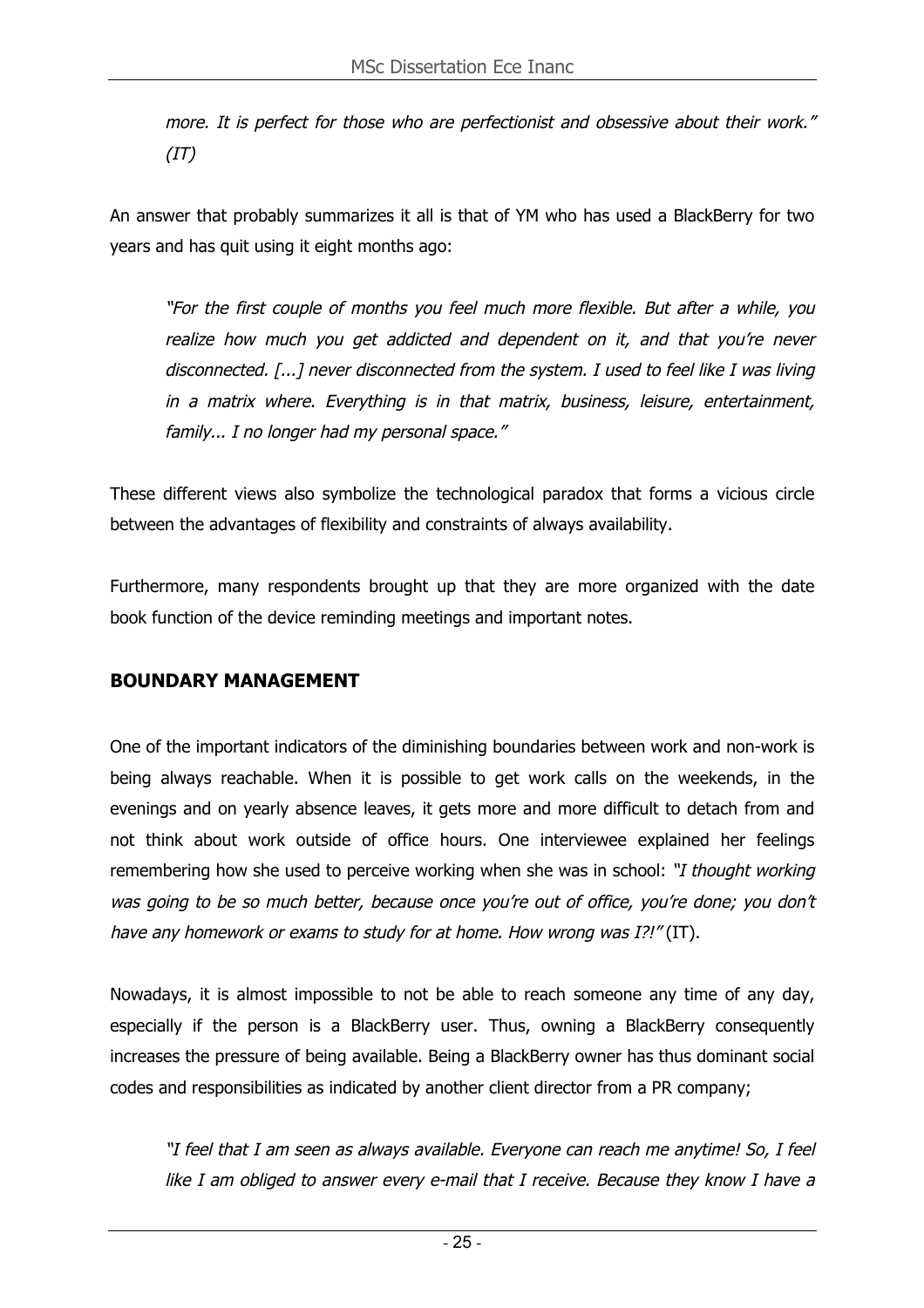> *more. It is perfect for those who are perfectionist and obsessive about their work." (IT)*

An answer that probably summarizes it all is that of YM who has used a BlackBerry for two years and has quit using it eight months ago:

> *"For the first couple of months you feel much more flexible. But after a while, you realize how much you get addicted and dependent on it, and that you're never disconnected. [...] never disconnected from the system. I used to feel like I was living in a matrix where. Everything is in that matrix, business, leisure, entertainment, family... I no longer had my personal space."*

These different views also symbolize the technological paradox that forms a vicious circle between the advantages of flexibility and constraints of always availability.

Furthermore, many respondents brought up that they are more organized with the date book function of the device reminding meetings and important notes.

## BOUNDARY MANAGEMENT

One of the important indicators of the diminishing boundaries between work and non-work is being always reachable. When it is possible to get work calls on the weekends, in the evenings and on yearly absence leaves, it gets more and more difficult to detach from and not think about work outside of office hours. One interviewee explained her feelings remembering how she used to perceive working when she was in school: *"I thought working was going to be so much better, because once you're out of office, you're done; you don't have any homework or exams to study for at home. How wrong was I?!"* (IT).

Nowadays, it is almost impossible to not be able to reach someone any time of any day, especially if the person is a BlackBerry user. Thus, owning a BlackBerry consequently increases the pressure of being available. Being a BlackBerry owner has thus dominant social codes and responsibilities as indicated by another client director from a PR company;

> *"I feel that I am seen as always available. Everyone can reach me anytime! So, I feel like I am obliged to answer every e-mail that I receive. Because they know I have a*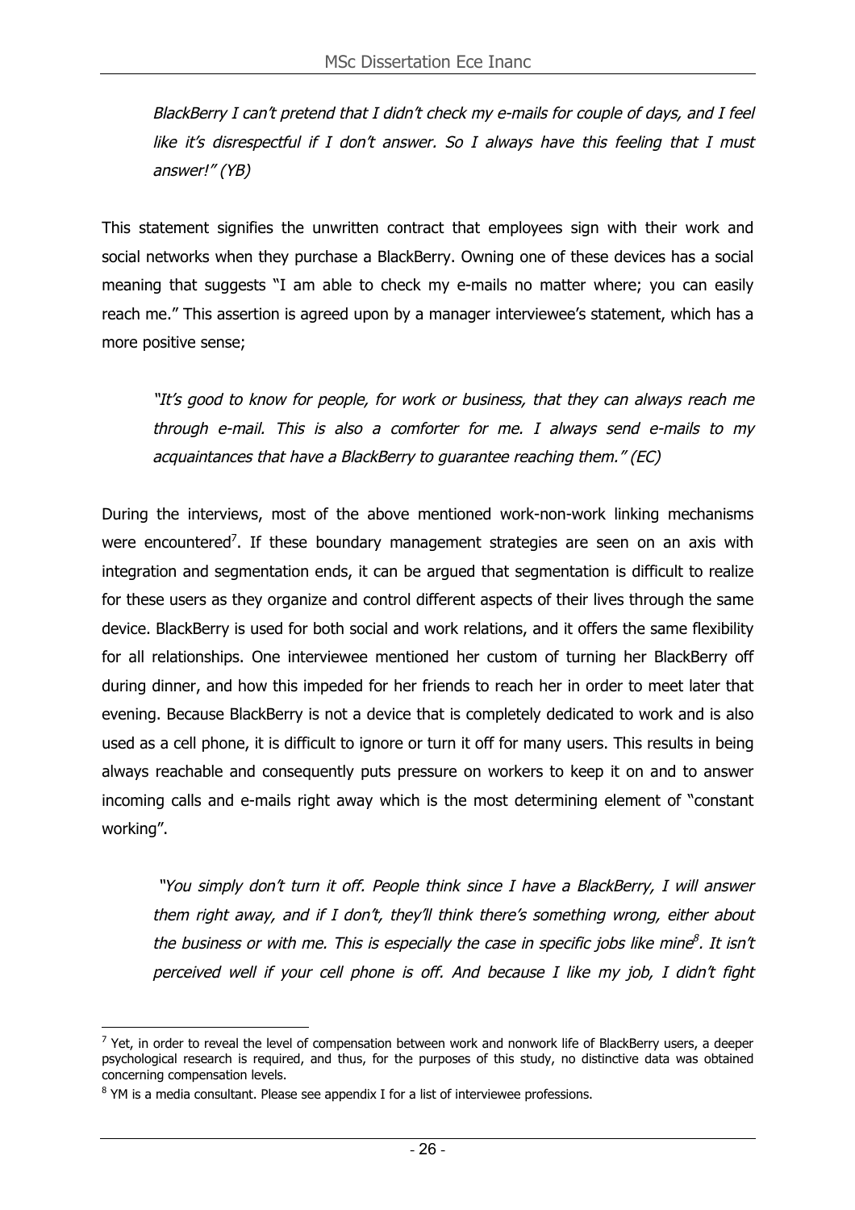*BlackBerry I can't pretend that I didn't check my e-mails for couple of days, and I feel like it's disrespectful if I don't answer. So I always have this feeling that I must answer!" (YB)*

This statement signifies the unwritten contract that employees sign with their work and social networks when they purchase a BlackBerry. Owning one of these devices has a social meaning that suggests "I am able to check my e-mails no matter where; you can easily reach me." This assertion is agreed upon by a manager interviewee's statement, which has a more positive sense;

> *"It's good to know for people, for work or business, that they can always reach me through e-mail. This is also a comforter for me. I always send e-mails to my acquaintances that have a BlackBerry to guarantee reaching them." (EC)*

During the interviews, most of the above mentioned work-non-work linking mechanisms were encountered[7]. If these boundary management strategies are seen on an axis with integration and segmentation ends, it can be argued that segmentation is difficult to realize for these users as they organize and control different aspects of their lives through the same device. BlackBerry is used for both social and work relations, and it offers the same flexibility for all relationships. One interviewee mentioned her custom of turning her BlackBerry off during dinner, and how this impeded for her friends to reach her in order to meet later that evening. Because BlackBerry is not a device that is completely dedicated to work and is also used as a cell phone, it is difficult to ignore or turn it off for many users. This results in being always reachable and consequently puts pressure on workers to keep it on and to answer incoming calls and e-mails right away which is the most determining element of "constant working".

> *"You simply don't turn it off. People think since I have a BlackBerry, I will answer them right away, and if I don't, they'll think there's something wrong, either about the business or with me. This is especially the case in specific jobs like mine[8]. It isn't perceived well if your cell phone is off. And because I like my job, I didn't fight*

---

[7] Yet, in order to reveal the level of compensation between work and nonwork life of BlackBerry users, a deeper psychological research is required, and thus, for the purposes of this study, no distinctive data was obtained concerning compensation levels.

[8] YM is a media consultant. Please see appendix I for a list of interviewee professions.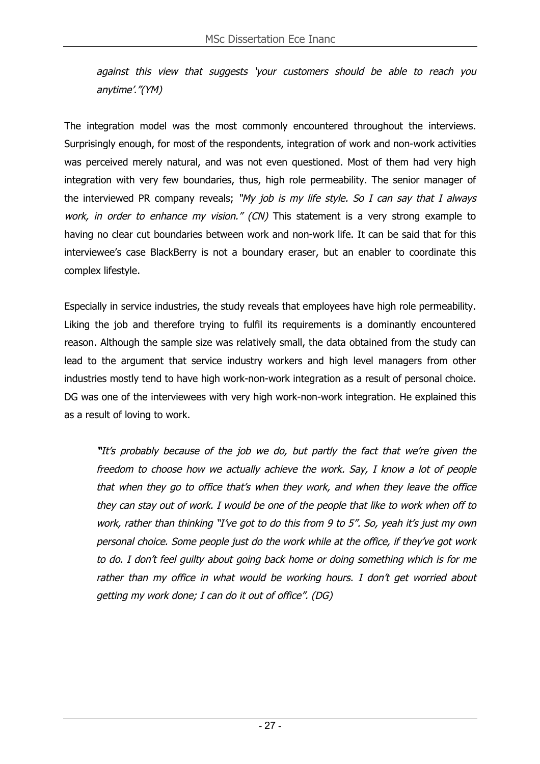> *against this view that suggests 'your customers should be able to reach you anytime'."(YM)*

The integration model was the most commonly encountered throughout the interviews. Surprisingly enough, for most of the respondents, integration of work and non-work activities was perceived merely natural, and was not even questioned. Most of them had very high integration with very few boundaries, thus, high role permeability. The senior manager of the interviewed PR company reveals; *"My job is my life style. So I can say that I always work, in order to enhance my vision." (CN)* This statement is a very strong example to having no clear cut boundaries between work and non-work life. It can be said that for this interviewee's case BlackBerry is not a boundary eraser, but an enabler to coordinate this complex lifestyle.

Especially in service industries, the study reveals that employees have high role permeability. Liking the job and therefore trying to fulfil its requirements is a dominantly encountered reason. Although the sample size was relatively small, the data obtained from the study can lead to the argument that service industry workers and high level managers from other industries mostly tend to have high work-non-work integration as a result of personal choice. DG was one of the interviewees with very high work-non-work integration. He explained this as a result of loving to work.

> ***"****It's probably because of the job we do, but partly the fact that we're given the freedom to choose how we actually achieve the work. Say, I know a lot of people that when they go to office that's when they work, and when they leave the office they can stay out of work. I would be one of the people that like to work when off to work, rather than thinking "I've got to do this from 9 to 5". So, yeah it's just my own personal choice. Some people just do the work while at the office, if they've got work to do. I don't feel guilty about going back home or doing something which is for me rather than my office in what would be working hours. I don't get worried about getting my work done; I can do it out of office". (DG)*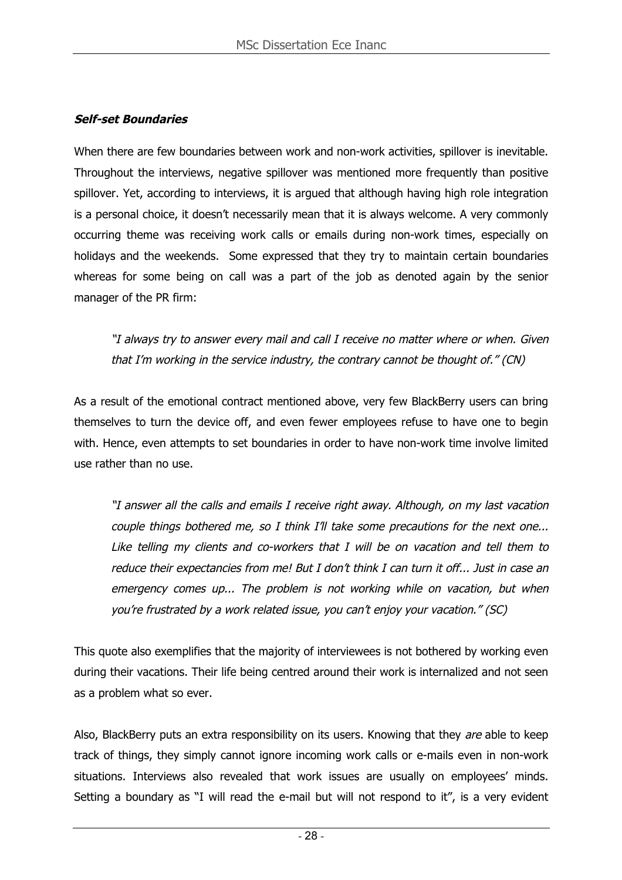***Self-set Boundaries***

When there are few boundaries between work and non-work activities, spillover is inevitable. Throughout the interviews, negative spillover was mentioned more frequently than positive spillover. Yet, according to interviews, it is argued that although having high role integration is a personal choice, it doesn't necessarily mean that it is always welcome. A very commonly occurring theme was receiving work calls or emails during non-work times, especially on holidays and the weekends. Some expressed that they try to maintain certain boundaries whereas for some being on call was a part of the job as denoted again by the senior manager of the PR firm:

> *"I always try to answer every mail and call I receive no matter where or when. Given that I'm working in the service industry, the contrary cannot be thought of." (CN)*

As a result of the emotional contract mentioned above, very few BlackBerry users can bring themselves to turn the device off, and even fewer employees refuse to have one to begin with. Hence, even attempts to set boundaries in order to have non-work time involve limited use rather than no use.

> *"I answer all the calls and emails I receive right away. Although, on my last vacation couple things bothered me, so I think I'll take some precautions for the next one... Like telling my clients and co-workers that I will be on vacation and tell them to reduce their expectancies from me! But I don't think I can turn it off... Just in case an emergency comes up... The problem is not working while on vacation, but when you're frustrated by a work related issue, you can't enjoy your vacation." (SC)*

This quote also exemplifies that the majority of interviewees is not bothered by working even during their vacations. Their life being centred around their work is internalized and not seen as a problem what so ever.

Also, BlackBerry puts an extra responsibility on its users. Knowing that they *are* able to keep track of things, they simply cannot ignore incoming work calls or e-mails even in non-work situations. Interviews also revealed that work issues are usually on employees' minds. Setting a boundary as "I will read the e-mail but will not respond to it", is a very evident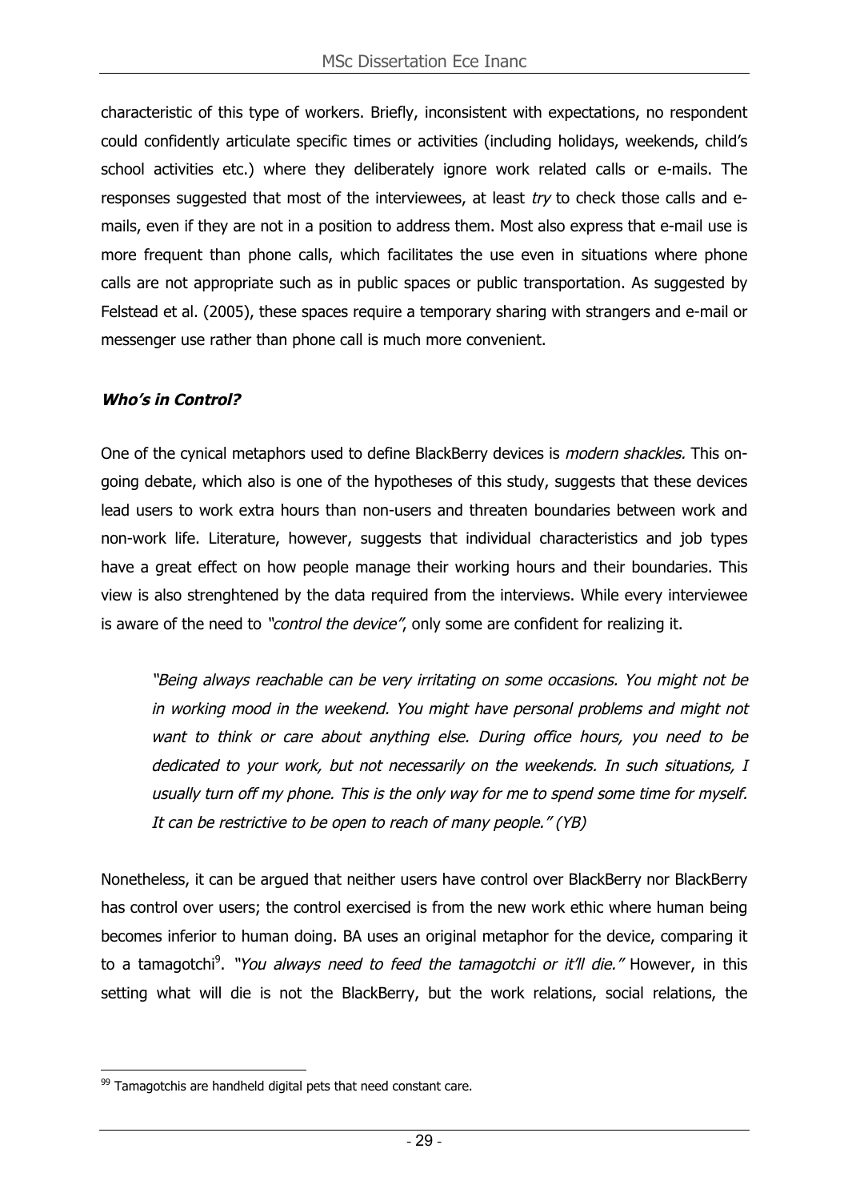characteristic of this type of workers. Briefly, inconsistent with expectations, no respondent could confidently articulate specific times or activities (including holidays, weekends, child's school activities etc.) where they deliberately ignore work related calls or e-mails. The responses suggested that most of the interviewees, at least *try* to check those calls and e-mails, even if they are not in a position to address them. Most also express that e-mail use is more frequent than phone calls, which facilitates the use even in situations where phone calls are not appropriate such as in public spaces or public transportation. As suggested by Felstead et al. (2005), these spaces require a temporary sharing with strangers and e-mail or messenger use rather than phone call is much more convenient.

### *Who's in Control?*

One of the cynical metaphors used to define BlackBerry devices is *modern shackles.* This on-going debate, which also is one of the hypotheses of this study, suggests that these devices lead users to work extra hours than non-users and threaten boundaries between work and non-work life. Literature, however, suggests that individual characteristics and job types have a great effect on how people manage their working hours and their boundaries. This view is also strenghtened by the data required from the interviews. While every interviewee is aware of the need to *"control the device"*, only some are confident for realizing it.

> *"Being always reachable can be very irritating on some occasions. You might not be in working mood in the weekend. You might have personal problems and might not want to think or care about anything else. During office hours, you need to be dedicated to your work, but not necessarily on the weekends. In such situations, I usually turn off my phone. This is the only way for me to spend some time for myself. It can be restrictive to be open to reach of many people." (YB)*

Nonetheless, it can be argued that neither users have control over BlackBerry nor BlackBerry has control over users; the control exercised is from the new work ethic where human being becomes inferior to human doing. BA uses an original metaphor for the device, comparing it to a tamagotchi[9]. *"You always need to feed the tamagotchi or it'll die."* However, in this setting what will die is not the BlackBerry, but the work relations, social relations, the

---

[99] Tamagotchis are handheld digital pets that need constant care.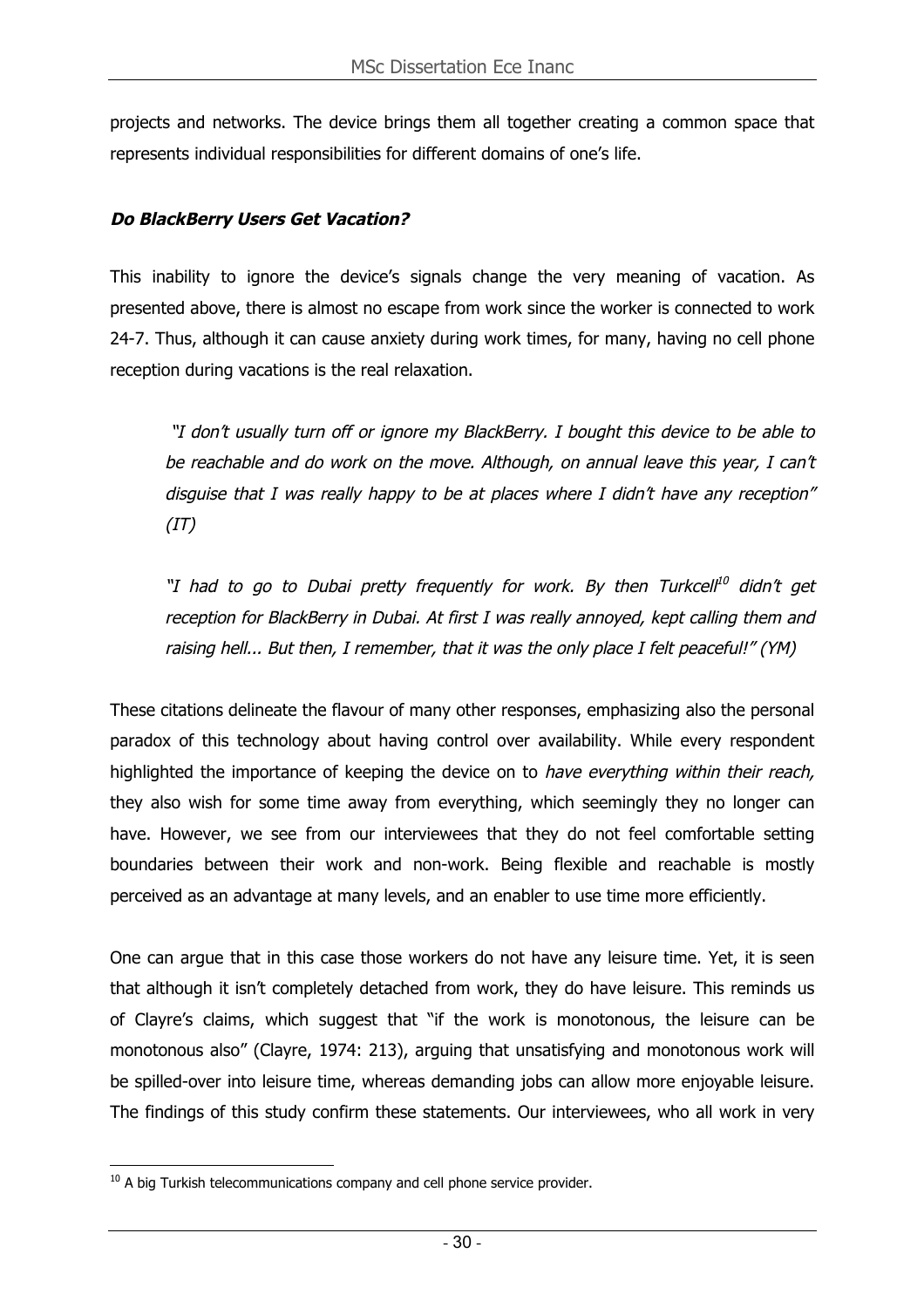projects and networks. The device brings them all together creating a common space that represents individual responsibilities for different domains of one's life.

***Do BlackBerry Users Get Vacation?***

This inability to ignore the device's signals change the very meaning of vacation. As presented above, there is almost no escape from work since the worker is connected to work 24-7. Thus, although it can cause anxiety during work times, for many, having no cell phone reception during vacations is the real relaxation.

> *"I don't usually turn off or ignore my BlackBerry. I bought this device to be able to be reachable and do work on the move. Although, on annual leave this year, I can't disguise that I was really happy to be at places where I didn't have any reception" (IT)*

> *"I had to go to Dubai pretty frequently for work. By then Turkcell[10] didn't get reception for BlackBerry in Dubai. At first I was really annoyed, kept calling them and raising hell... But then, I remember, that it was the only place I felt peaceful!" (YM)*

These citations delineate the flavour of many other responses, emphasizing also the personal paradox of this technology about having control over availability. While every respondent highlighted the importance of keeping the device on to *have everything within their reach,* they also wish for some time away from everything, which seemingly they no longer can have. However, we see from our interviewees that they do not feel comfortable setting boundaries between their work and non-work. Being flexible and reachable is mostly perceived as an advantage at many levels, and an enabler to use time more efficiently.

One can argue that in this case those workers do not have any leisure time. Yet, it is seen that although it isn't completely detached from work, they do have leisure. This reminds us of Clayre's claims, which suggest that "if the work is monotonous, the leisure can be monotonous also" (Clayre, 1974: 213), arguing that unsatisfying and monotonous work will be spilled-over into leisure time, whereas demanding jobs can allow more enjoyable leisure. The findings of this study confirm these statements. Our interviewees, who all work in very

---

[10] A big Turkish telecommunications company and cell phone service provider.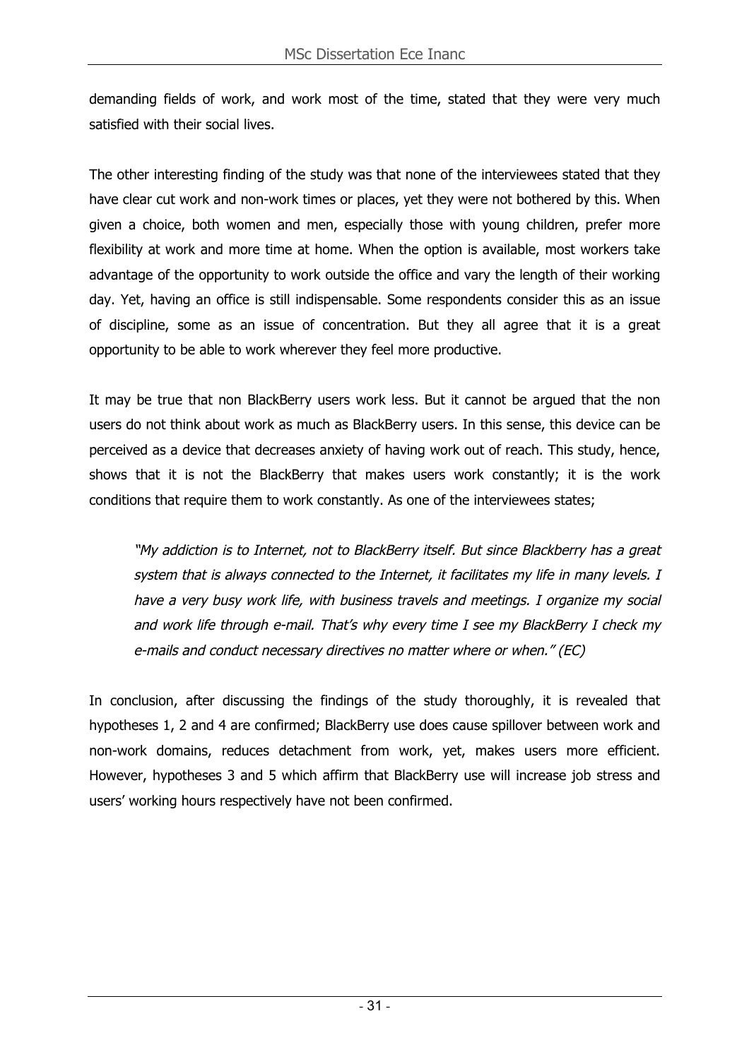demanding fields of work, and work most of the time, stated that they were very much satisfied with their social lives.

The other interesting finding of the study was that none of the interviewees stated that they have clear cut work and non-work times or places, yet they were not bothered by this. When given a choice, both women and men, especially those with young children, prefer more flexibility at work and more time at home. When the option is available, most workers take advantage of the opportunity to work outside the office and vary the length of their working day. Yet, having an office is still indispensable. Some respondents consider this as an issue of discipline, some as an issue of concentration. But they all agree that it is a great opportunity to be able to work wherever they feel more productive.

It may be true that non BlackBerry users work less. But it cannot be argued that the non users do not think about work as much as BlackBerry users. In this sense, this device can be perceived as a device that decreases anxiety of having work out of reach. This study, hence, shows that it is not the BlackBerry that makes users work constantly; it is the work conditions that require them to work constantly. As one of the interviewees states;

> *"My addiction is to Internet, not to BlackBerry itself. But since Blackberry has a great system that is always connected to the Internet, it facilitates my life in many levels. I have a very busy work life, with business travels and meetings. I organize my social and work life through e-mail. That's why every time I see my BlackBerry I check my e-mails and conduct necessary directives no matter where or when." (EC)*

In conclusion, after discussing the findings of the study thoroughly, it is revealed that hypotheses 1, 2 and 4 are confirmed; BlackBerry use does cause spillover between work and non-work domains, reduces detachment from work, yet, makes users more efficient. However, hypotheses 3 and 5 which affirm that BlackBerry use will increase job stress and users' working hours respectively have not been confirmed.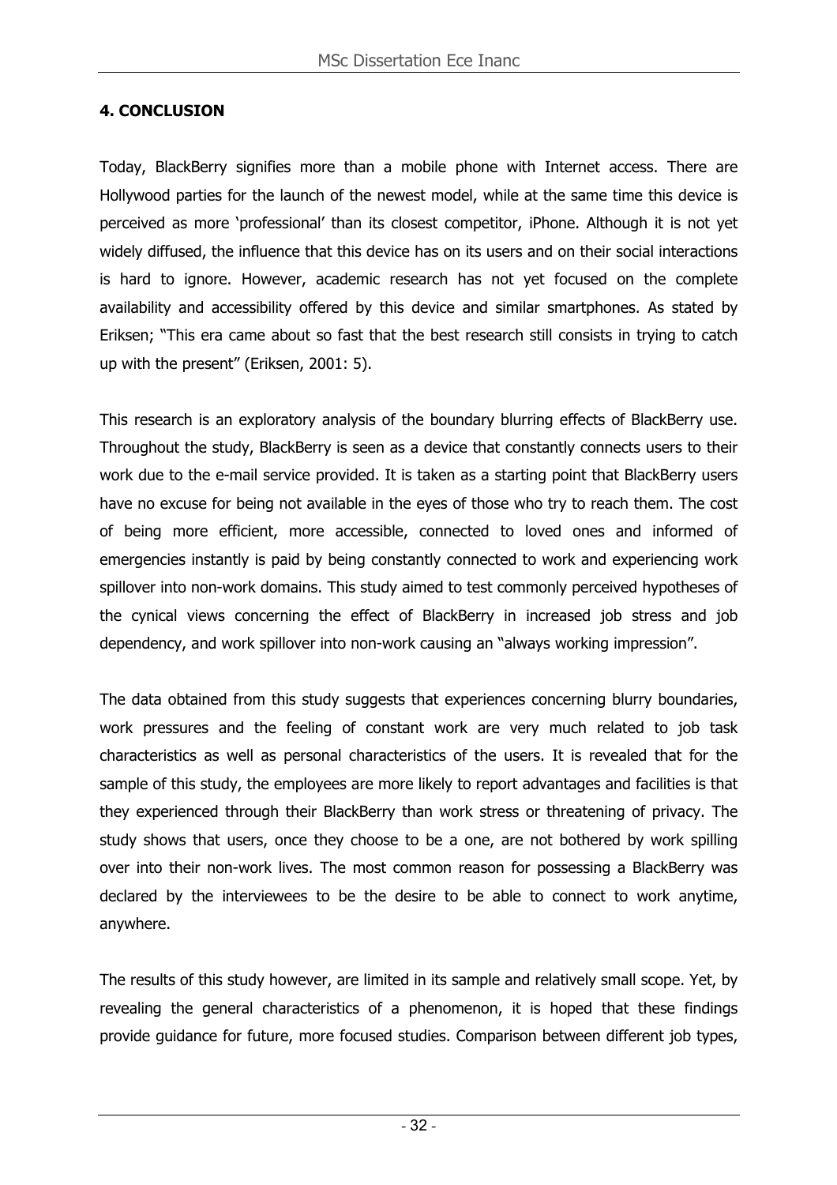## 4. CONCLUSION

Today, BlackBerry signifies more than a mobile phone with Internet access. There are Hollywood parties for the launch of the newest model, while at the same time this device is perceived as more 'professional' than its closest competitor, iPhone. Although it is not yet widely diffused, the influence that this device has on its users and on their social interactions is hard to ignore. However, academic research has not yet focused on the complete availability and accessibility offered by this device and similar smartphones. As stated by Eriksen; "This era came about so fast that the best research still consists in trying to catch up with the present" (Eriksen, 2001: 5).

This research is an exploratory analysis of the boundary blurring effects of BlackBerry use. Throughout the study, BlackBerry is seen as a device that constantly connects users to their work due to the e-mail service provided. It is taken as a starting point that BlackBerry users have no excuse for being not available in the eyes of those who try to reach them. The cost of being more efficient, more accessible, connected to loved ones and informed of emergencies instantly is paid by being constantly connected to work and experiencing work spillover into non-work domains. This study aimed to test commonly perceived hypotheses of the cynical views concerning the effect of BlackBerry in increased job stress and job dependency, and work spillover into non-work causing an "always working impression".

The data obtained from this study suggests that experiences concerning blurry boundaries, work pressures and the feeling of constant work are very much related to job task characteristics as well as personal characteristics of the users. It is revealed that for the sample of this study, the employees are more likely to report advantages and facilities is that they experienced through their BlackBerry than work stress or threatening of privacy. The study shows that users, once they choose to be a one, are not bothered by work spilling over into their non-work lives. The most common reason for possessing a BlackBerry was declared by the interviewees to be the desire to be able to connect to work anytime, anywhere.

The results of this study however, are limited in its sample and relatively small scope. Yet, by revealing the general characteristics of a phenomenon, it is hoped that these findings provide guidance for future, more focused studies. Comparison between different job types,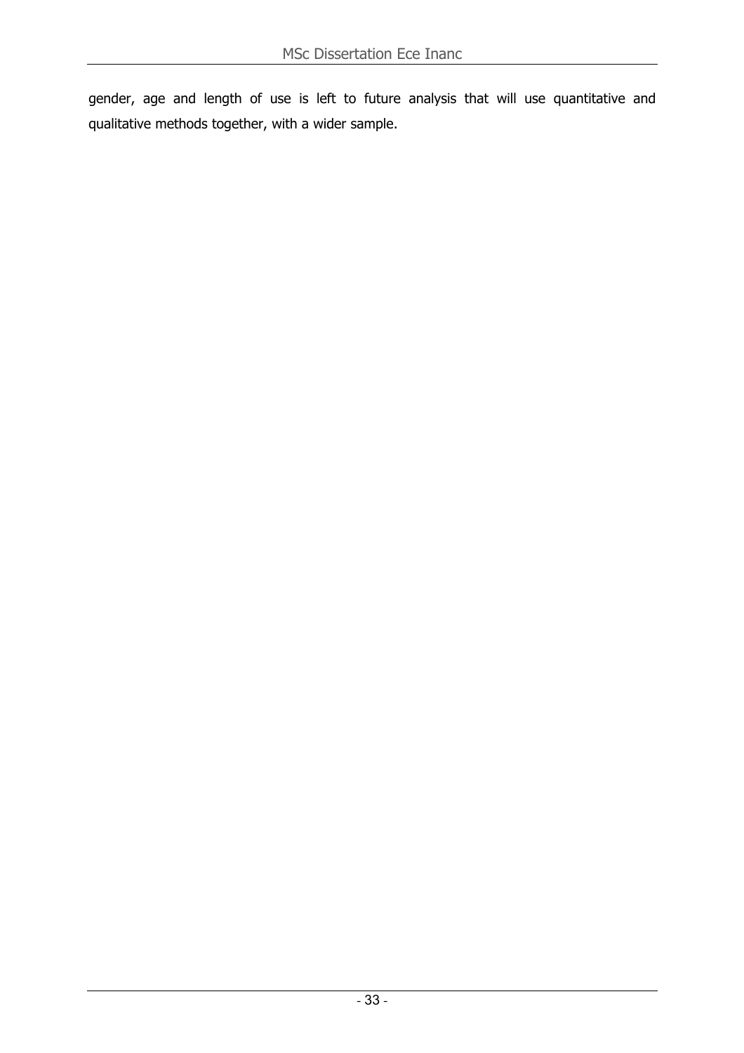gender, age and length of use is left to future analysis that will use quantitative and qualitative methods together, with a wider sample.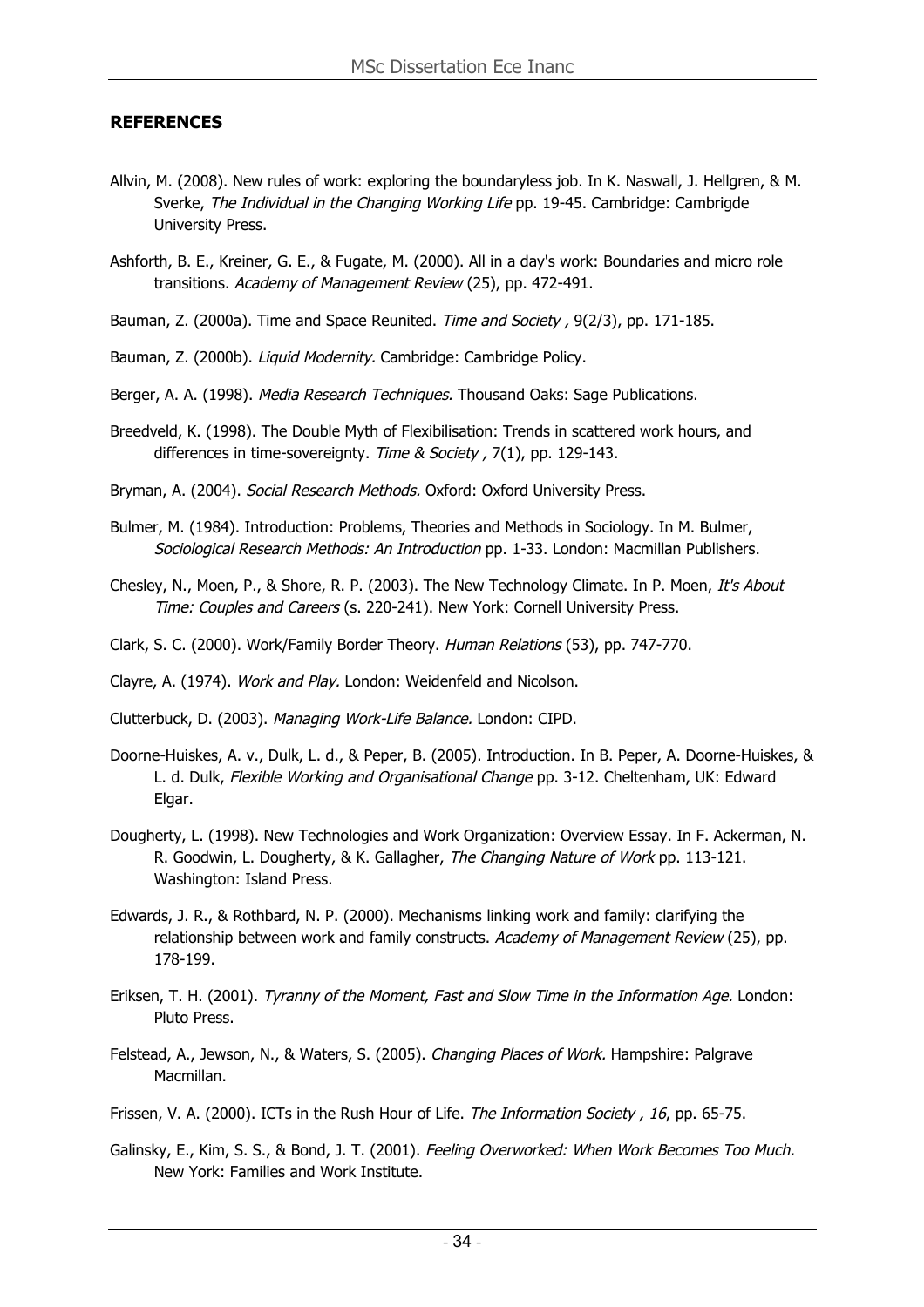## REFERENCES

Allvin, M. (2008). New rules of work: exploring the boundaryless job. In K. Naswall, J. Hellgren, & M. Sverke, *The Individual in the Changing Working Life* pp. 19-45. Cambridge: Cambrigde University Press.

Ashforth, B. E., Kreiner, G. E., & Fugate, M. (2000). All in a day's work: Boundaries and micro role transitions. *Academy of Management Review* (25), pp. 472-491.

Bauman, Z. (2000a). Time and Space Reunited. *Time and Society ,* 9(2/3), pp. 171-185.

Bauman, Z. (2000b). *Liquid Modernity.* Cambridge: Cambridge Policy.

Berger, A. A. (1998). *Media Research Techniques.* Thousand Oaks: Sage Publications.

Breedveld, K. (1998). The Double Myth of Flexibilisation: Trends in scattered work hours, and differences in time-sovereignty. *Time & Society ,* 7(1), pp. 129-143.

Bryman, A. (2004). *Social Research Methods.* Oxford: Oxford University Press.

Bulmer, M. (1984). Introduction: Problems, Theories and Methods in Sociology. In M. Bulmer, *Sociological Research Methods: An Introduction* pp. 1-33. London: Macmillan Publishers.

Chesley, N., Moen, P., & Shore, R. P. (2003). The New Technology Climate. In P. Moen, *It's About Time: Couples and Careers* (s. 220-241). New York: Cornell University Press.

Clark, S. C. (2000). Work/Family Border Theory. *Human Relations* (53), pp. 747-770.

Clayre, A. (1974). *Work and Play.* London: Weidenfeld and Nicolson.

Clutterbuck, D. (2003). *Managing Work-Life Balance.* London: CIPD.

Doorne-Huiskes, A. v., Dulk, L. d., & Peper, B. (2005). Introduction. In B. Peper, A. Doorne-Huiskes, & L. d. Dulk, *Flexible Working and Organisational Change* pp. 3-12. Cheltenham, UK: Edward Elgar.

Dougherty, L. (1998). New Technologies and Work Organization: Overview Essay. In F. Ackerman, N. R. Goodwin, L. Dougherty, & K. Gallagher, *The Changing Nature of Work* pp. 113-121. Washington: Island Press.

Edwards, J. R., & Rothbard, N. P. (2000). Mechanisms linking work and family: clarifying the relationship between work and family constructs. *Academy of Management Review* (25), pp. 178-199.

Eriksen, T. H. (2001). *Tyranny of the Moment, Fast and Slow Time in the Information Age.* London: Pluto Press.

Felstead, A., Jewson, N., & Waters, S. (2005). *Changing Places of Work.* Hampshire: Palgrave Macmillan.

Frissen, V. A. (2000). ICTs in the Rush Hour of Life. *The Information Society , 16*, pp. 65-75.

Galinsky, E., Kim, S. S., & Bond, J. T. (2001). *Feeling Overworked: When Work Becomes Too Much.* New York: Families and Work Institute.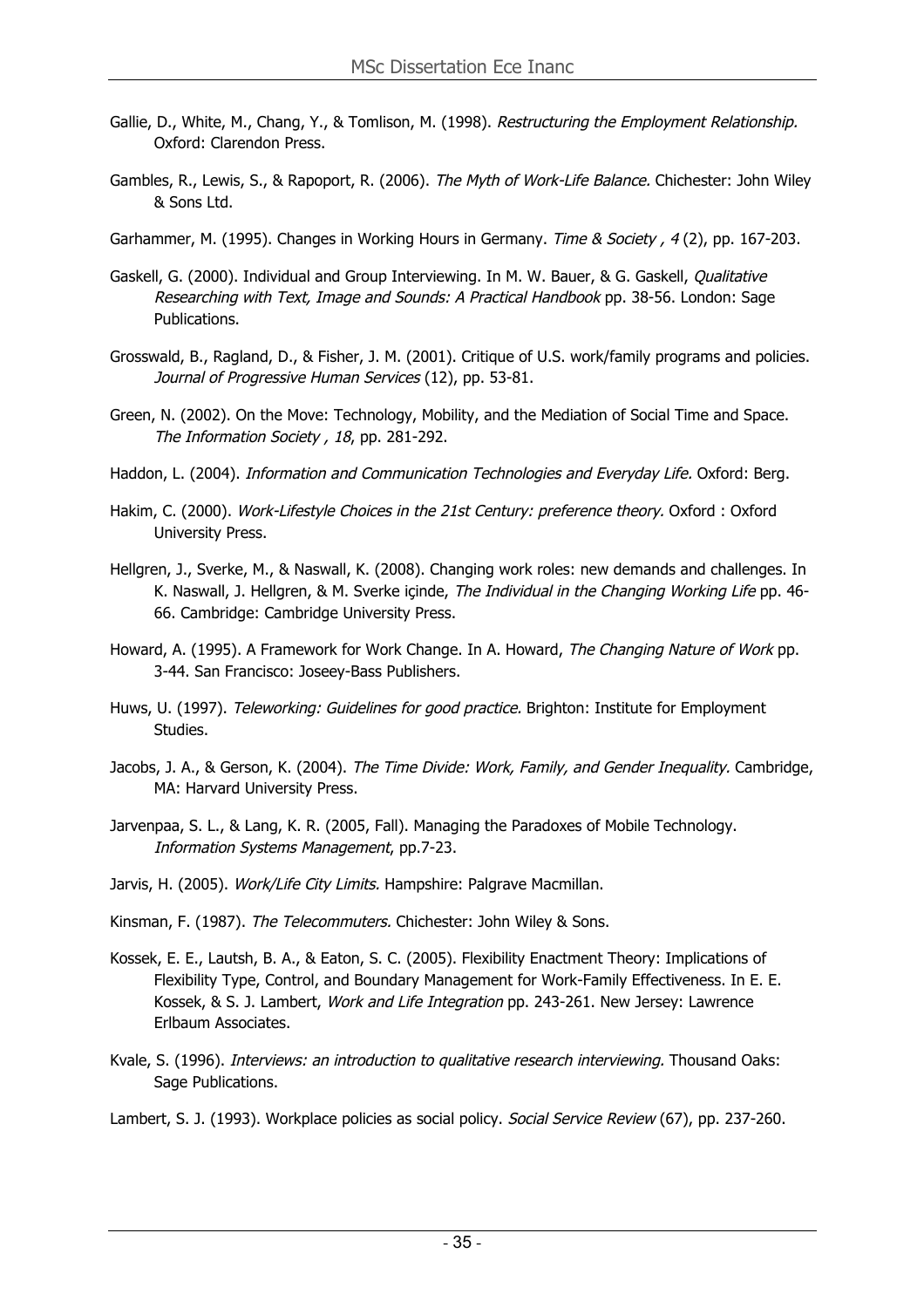Gallie, D., White, M., Chang, Y., & Tomlison, M. (1998). *Restructuring the Employment Relationship.* Oxford: Clarendon Press.

Gambles, R., Lewis, S., & Rapoport, R. (2006). *The Myth of Work-Life Balance.* Chichester: John Wiley & Sons Ltd.

Garhammer, M. (1995). Changes in Working Hours in Germany. *Time & Society , 4* (2), pp. 167-203.

Gaskell, G. (2000). Individual and Group Interviewing. In M. W. Bauer, & G. Gaskell, *Qualitative Researching with Text, Image and Sounds: A Practical Handbook* pp. 38-56. London: Sage Publications.

Grosswald, B., Ragland, D., & Fisher, J. M. (2001). Critique of U.S. work/family programs and policies. *Journal of Progressive Human Services* (12), pp. 53-81.

Green, N. (2002). On the Move: Technology, Mobility, and the Mediation of Social Time and Space. *The Information Society , 18*, pp. 281-292.

Haddon, L. (2004). *Information and Communication Technologies and Everyday Life.* Oxford: Berg.

Hakim, C. (2000). *Work-Lifestyle Choices in the 21st Century: preference theory.* Oxford : Oxford University Press.

Hellgren, J., Sverke, M., & Naswall, K. (2008). Changing work roles: new demands and challenges. In K. Naswall, J. Hellgren, & M. Sverke içinde, *The Individual in the Changing Working Life* pp. 46-66. Cambridge: Cambridge University Press.

Howard, A. (1995). A Framework for Work Change. In A. Howard, *The Changing Nature of Work* pp. 3-44. San Francisco: Joseey-Bass Publishers.

Huws, U. (1997). *Teleworking: Guidelines for good practice.* Brighton: Institute for Employment Studies.

Jacobs, J. A., & Gerson, K. (2004). *The Time Divide: Work, Family, and Gender Inequality.* Cambridge, MA: Harvard University Press.

Jarvenpaa, S. L., & Lang, K. R. (2005, Fall). Managing the Paradoxes of Mobile Technology. *Information Systems Management*, pp.7-23.

Jarvis, H. (2005). *Work/Life City Limits.* Hampshire: Palgrave Macmillan.

Kinsman, F. (1987). *The Telecommuters.* Chichester: John Wiley & Sons.

Kossek, E. E., Lautsh, B. A., & Eaton, S. C. (2005). Flexibility Enactment Theory: Implications of Flexibility Type, Control, and Boundary Management for Work-Family Effectiveness. In E. E. Kossek, & S. J. Lambert, *Work and Life Integration* pp. 243-261. New Jersey: Lawrence Erlbaum Associates.

Kvale, S. (1996). *Interviews: an introduction to qualitative research interviewing.* Thousand Oaks: Sage Publications.

Lambert, S. J. (1993). Workplace policies as social policy. *Social Service Review* (67), pp. 237-260.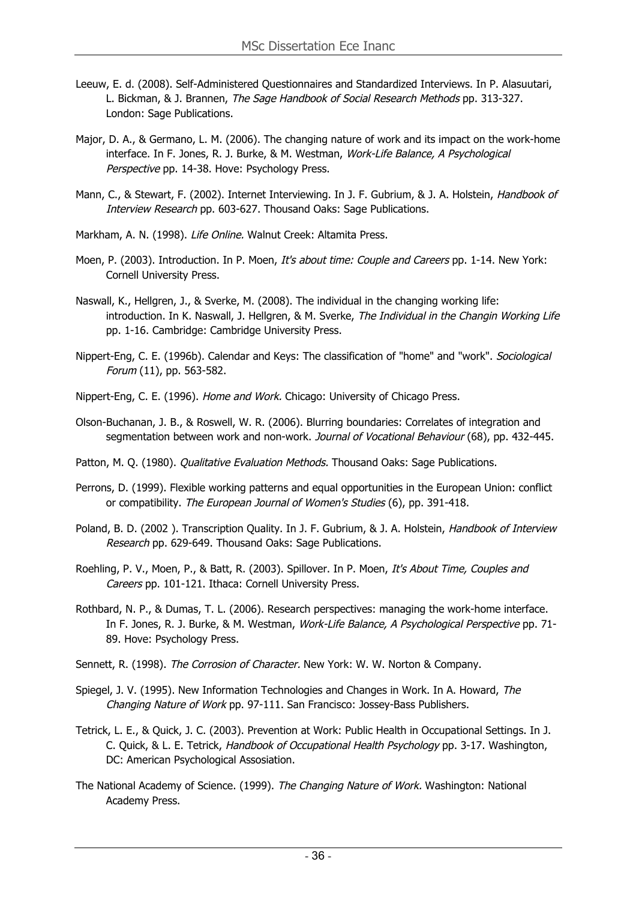Leeuw, E. d. (2008). Self-Administered Questionnaires and Standardized Interviews. In P. Alasuutari, L. Bickman, & J. Brannen, *The Sage Handbook of Social Research Methods* pp. 313-327. London: Sage Publications.

Major, D. A., & Germano, L. M. (2006). The changing nature of work and its impact on the work-home interface. In F. Jones, R. J. Burke, & M. Westman, *Work-Life Balance, A Psychological Perspective* pp. 14-38. Hove: Psychology Press.

Mann, C., & Stewart, F. (2002). Internet Interviewing. In J. F. Gubrium, & J. A. Holstein, *Handbook of Interview Research* pp. 603-627. Thousand Oaks: Sage Publications.

Markham, A. N. (1998). *Life Online.* Walnut Creek: Altamita Press.

Moen, P. (2003). Introduction. In P. Moen, *It's about time: Couple and Careers* pp. 1-14. New York: Cornell University Press.

Naswall, K., Hellgren, J., & Sverke, M. (2008). The individual in the changing working life: introduction. In K. Naswall, J. Hellgren, & M. Sverke, *The Individual in the Changin Working Life* pp. 1-16. Cambridge: Cambridge University Press.

Nippert-Eng, C. E. (1996b). Calendar and Keys: The classification of "home" and "work". *Sociological Forum* (11), pp. 563-582.

Nippert-Eng, C. E. (1996). *Home and Work.* Chicago: University of Chicago Press.

Olson-Buchanan, J. B., & Roswell, W. R. (2006). Blurring boundaries: Correlates of integration and segmentation between work and non-work. *Journal of Vocational Behaviour* (68), pp. 432-445.

Patton, M. Q. (1980). *Qualitative Evaluation Methods.* Thousand Oaks: Sage Publications.

Perrons, D. (1999). Flexible working patterns and equal opportunities in the European Union: conflict or compatibility. *The European Journal of Women's Studies* (6), pp. 391-418.

Poland, B. D. (2002 ). Transcription Quality. In J. F. Gubrium, & J. A. Holstein, *Handbook of Interview Research* pp. 629-649. Thousand Oaks: Sage Publications.

Roehling, P. V., Moen, P., & Batt, R. (2003). Spillover. In P. Moen, *It's About Time, Couples and Careers* pp. 101-121. Ithaca: Cornell University Press.

Rothbard, N. P., & Dumas, T. L. (2006). Research perspectives: managing the work-home interface. In F. Jones, R. J. Burke, & M. Westman, *Work-Life Balance, A Psychological Perspective* pp. 71-89. Hove: Psychology Press.

Sennett, R. (1998). *The Corrosion of Character.* New York: W. W. Norton & Company.

Spiegel, J. V. (1995). New Information Technologies and Changes in Work. In A. Howard, *The Changing Nature of Work* pp. 97-111. San Francisco: Jossey-Bass Publishers.

Tetrick, L. E., & Quick, J. C. (2003). Prevention at Work: Public Health in Occupational Settings. In J. C. Quick, & L. E. Tetrick, *Handbook of Occupational Health Psychology* pp. 3-17. Washington, DC: American Psychological Assosiation.

The National Academy of Science. (1999). *The Changing Nature of Work.* Washington: National Academy Press.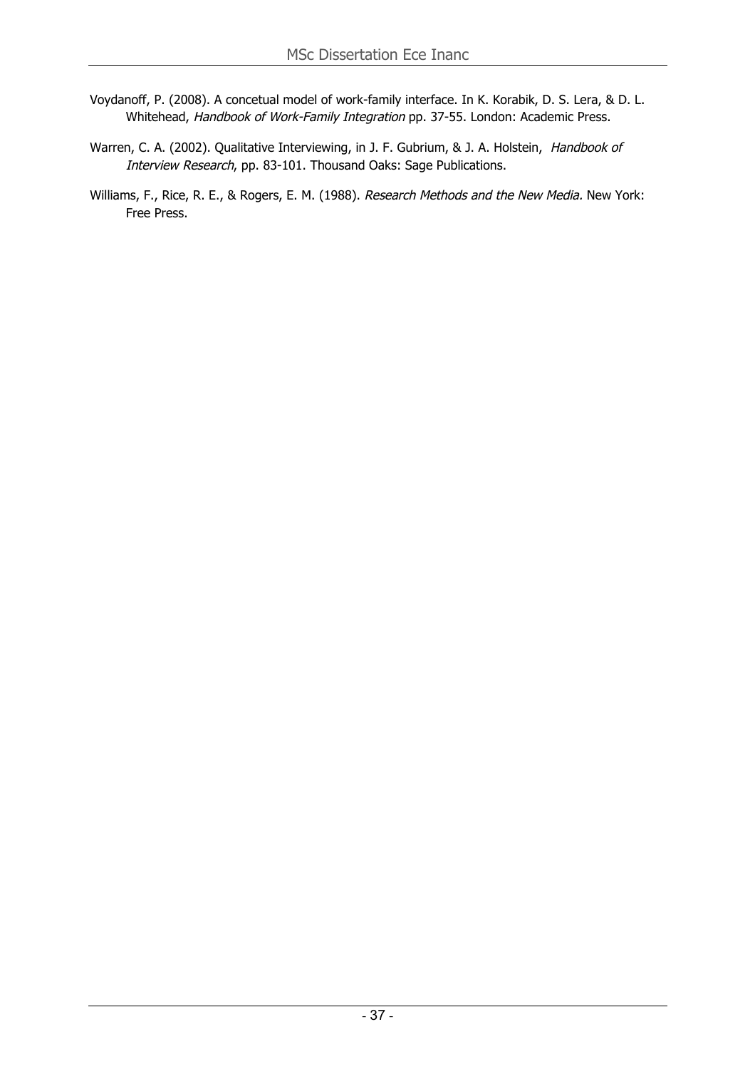Voydanoff, P. (2008). A concetual model of work-family interface. In K. Korabik, D. S. Lera, & D. L. Whitehead, *Handbook of Work-Family Integration* pp. 37-55. London: Academic Press.

Warren, C. A. (2002). Qualitative Interviewing, in J. F. Gubrium, & J. A. Holstein, *Handbook of Interview Research*, pp. 83-101. Thousand Oaks: Sage Publications.

Williams, F., Rice, R. E., & Rogers, E. M. (1988). *Research Methods and the New Media.* New York: Free Press.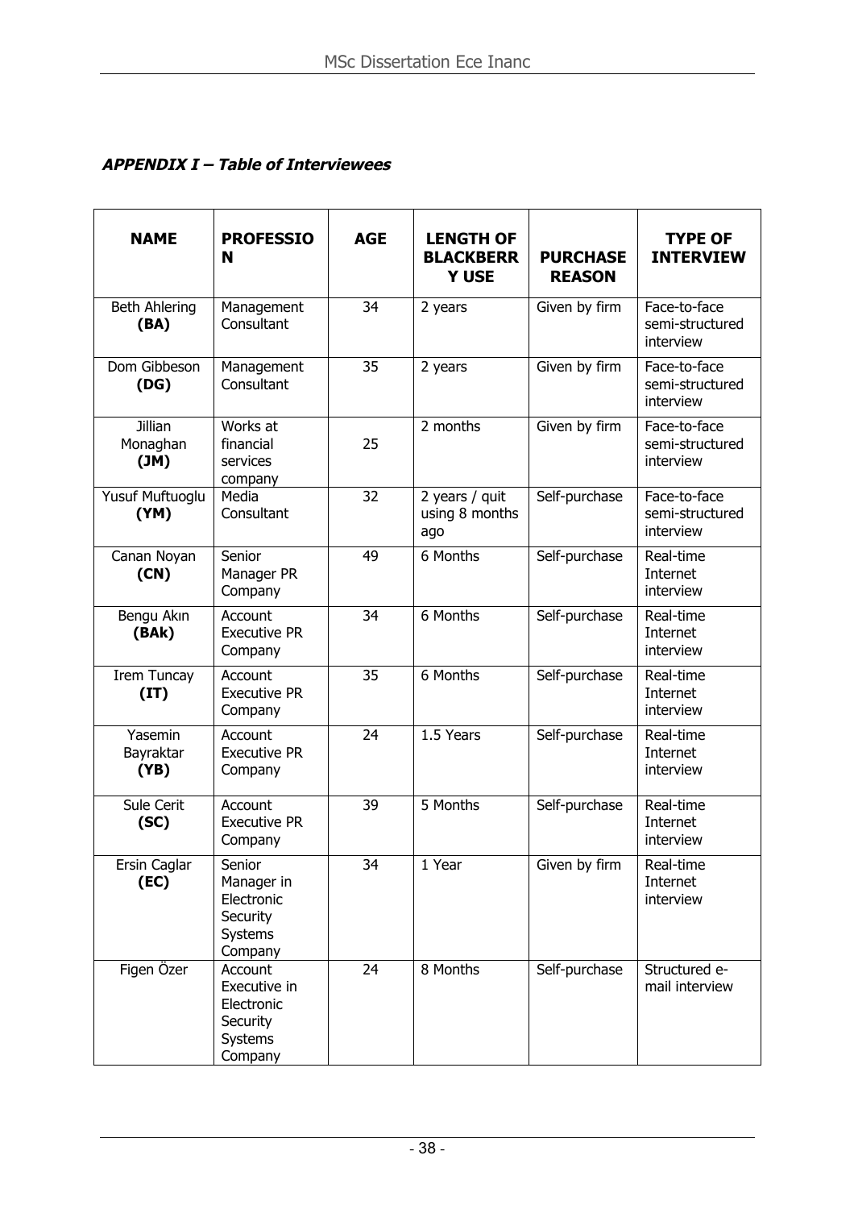***APPENDIX I – Table of Interviewees***

| NAME | PROFESSION | AGE | LENGTH OF BLACKBERRY USE | PURCHASE REASON | TYPE OF INTERVIEW |
|---|---|---|---|---|---|
| Beth Ahlering **(BA)** | Management Consultant | 34 | 2 years | Given by firm | Face-to-face semi-structured interview |
| Dom Gibbeson **(DG)** | Management Consultant | 35 | 2 years | Given by firm | Face-to-face semi-structured interview |
| Jillian Monaghan **(JM)** | Works at financial services company | 25 | 2 months | Given by firm | Face-to-face semi-structured interview |
| Yusuf Muftuoglu **(YM)** | Media Consultant | 32 | 2 years / quit using 8 months ago | Self-purchase | Face-to-face semi-structured interview |
| Canan Noyan **(CN)** | Senior Manager PR Company | 49 | 6 Months | Self-purchase | Real-time Internet interview |
| Bengu Akın **(BAk)** | Account Executive PR Company | 34 | 6 Months | Self-purchase | Real-time Internet interview |
| Irem Tuncay **(IT)** | Account Executive PR Company | 35 | 6 Months | Self-purchase | Real-time Internet interview |
| Yasemin Bayraktar **(YB)** | Account Executive PR Company | 24 | 1.5 Years | Self-purchase | Real-time Internet interview |
| Sule Cerit **(SC)** | Account Executive PR Company | 39 | 5 Months | Self-purchase | Real-time Internet interview |
| Ersin Caglar **(EC)** | Senior Manager in Electronic Security Systems Company | 34 | 1 Year | Given by firm | Real-time Internet interview |
| Figen Özer | Account Executive in Electronic Security Systems Company | 24 | 8 Months | Self-purchase | Structured e-mail interview |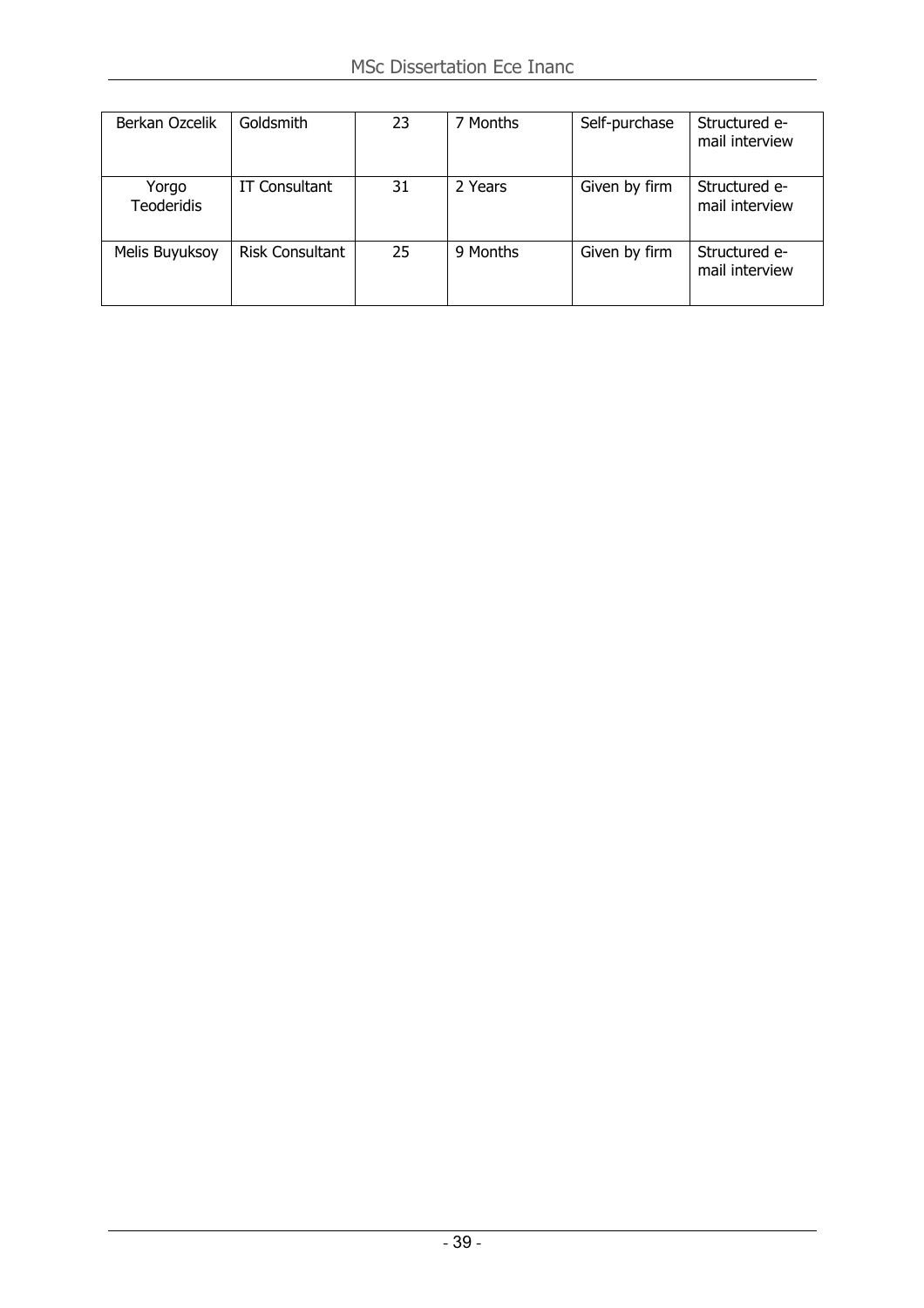| | | | | | |
|---|---|---|---|---|---|
| Berkan Ozcelik | Goldsmith | 23 | 7 Months | Self-purchase | Structured e-mail interview |
| Yorgo Teoderidis | IT Consultant | 31 | 2 Years | Given by firm | Structured e-mail interview |
| Melis Buyuksoy | Risk Consultant | 25 | 9 Months | Given by firm | Structured e-mail interview |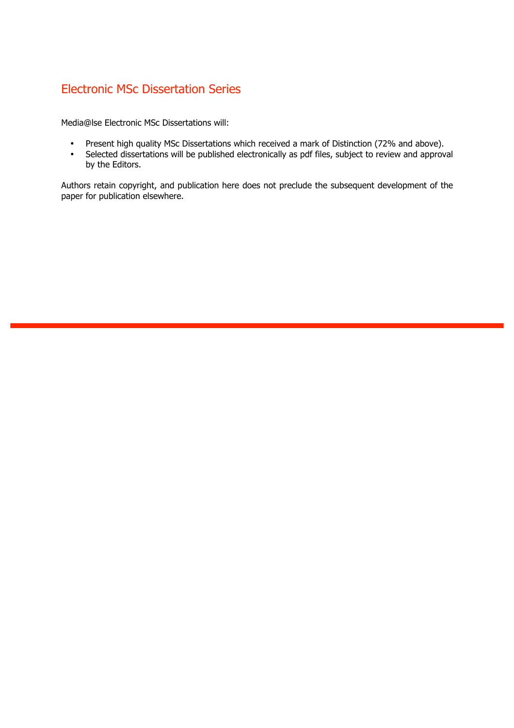## Electronic MSc Dissertation Series

Media@lse Electronic MSc Dissertations will:

- Present high quality MSc Dissertations which received a mark of Distinction (72% and above).
- Selected dissertations will be published electronically as pdf files, subject to review and approval by the Editors.

Authors retain copyright, and publication here does not preclude the subsequent development of the paper for publication elsewhere.